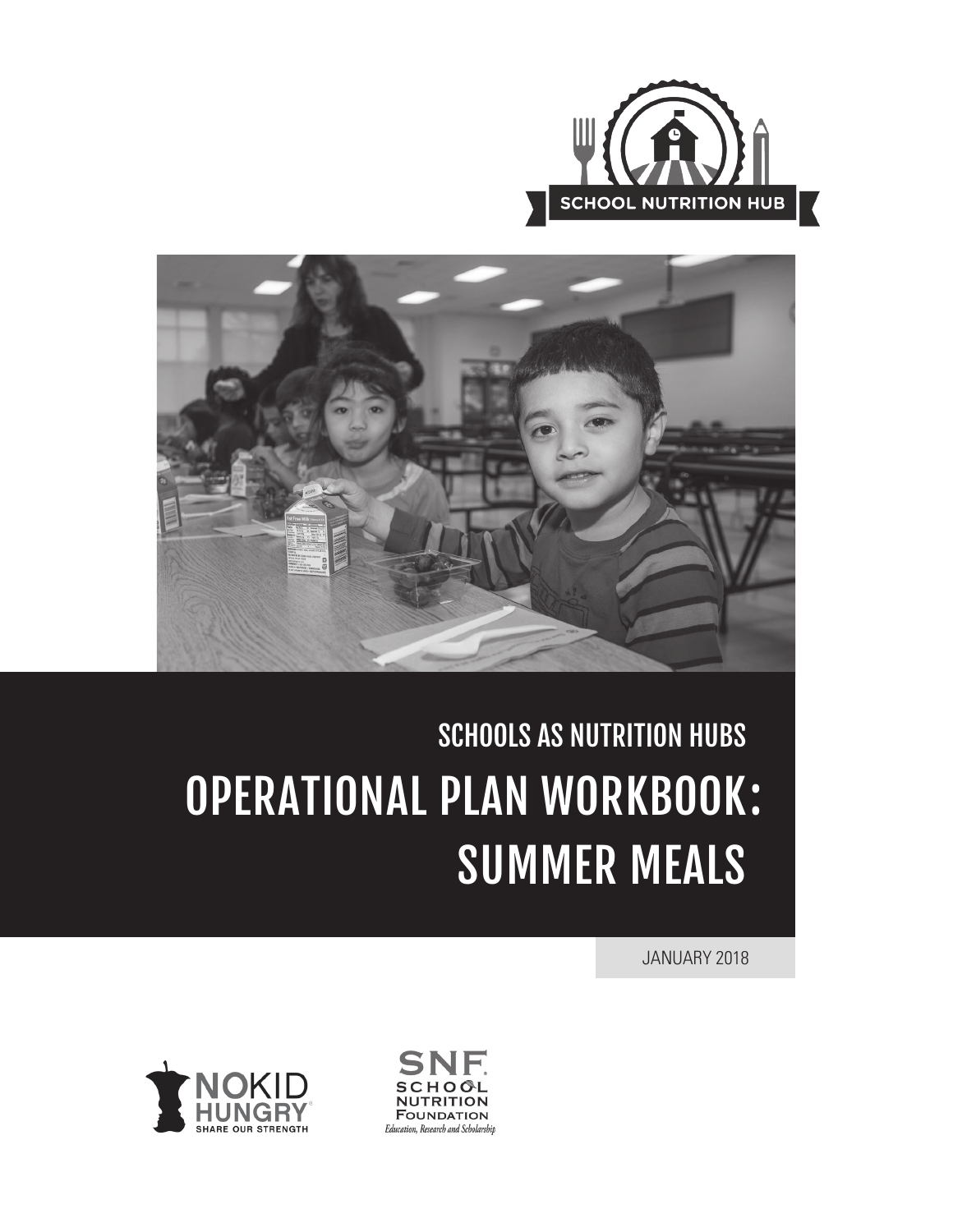SCHOOL NUTRITION HUB

SCHOOLS AS NUTRITION HUBS

# OPERATIONAL PLAN WORKBOOK: SUMMER MEALS

JANUARY 2018

NO KID HUNGRY®
SHARE OUR STRENGTH

SNF
SCHOOL NUTRITION FOUNDATION
*Education, Research and Scholarship*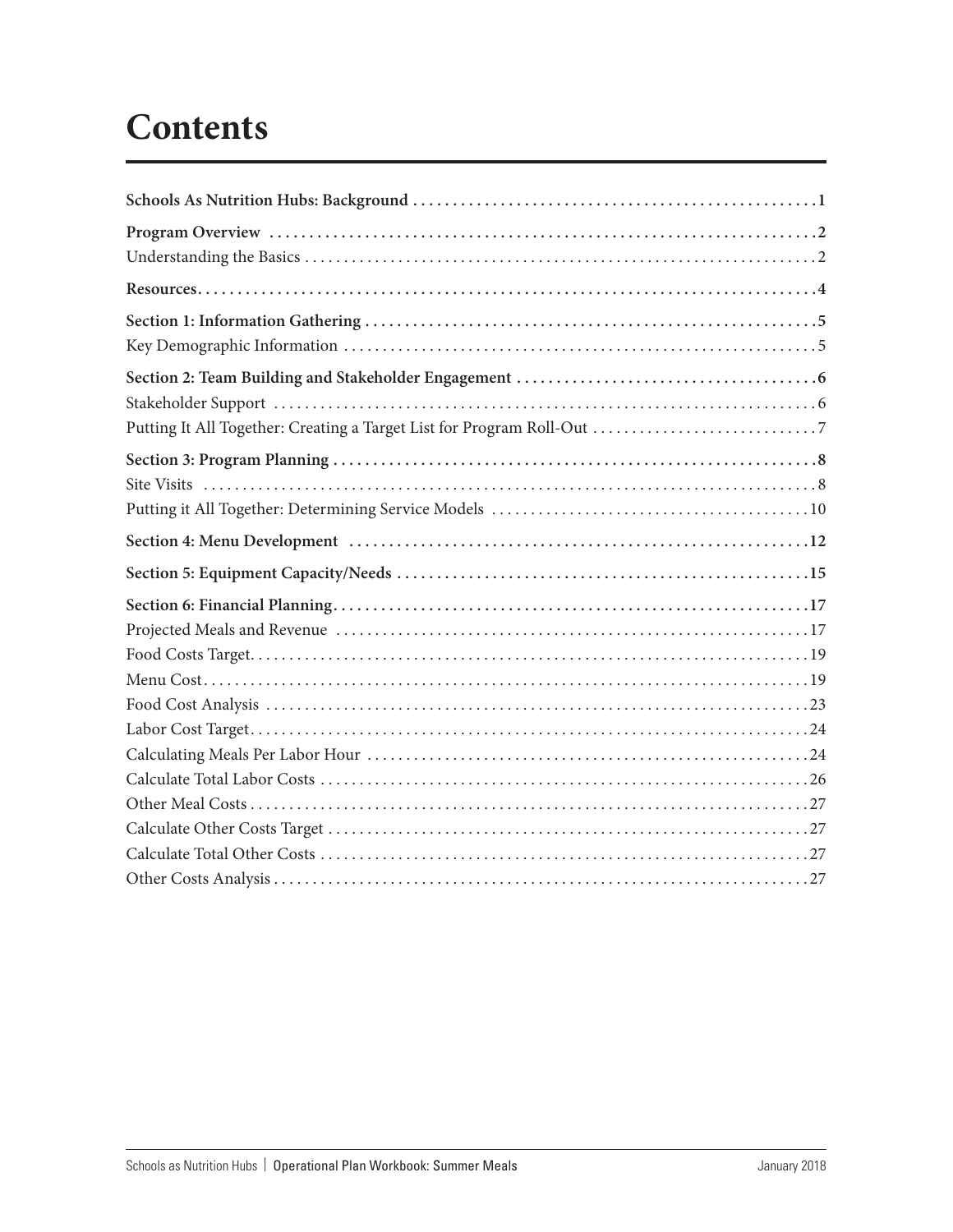# Contents

**Schools As Nutrition Hubs: Background** ........ **1**

**Program Overview** ........ **2**

Understanding the Basics ........ 2

**Resources** ........ **4**

**Section 1: Information Gathering** ........ **5**

Key Demographic Information ........ 5

**Section 2: Team Building and Stakeholder Engagement** ........ **6**

Stakeholder Support ........ 6

Putting It All Together: Creating a Target List for Program Roll-Out ........ 7

**Section 3: Program Planning** ........ **8**

Site Visits ........ 8

Putting it All Together: Determining Service Models ........ 10

**Section 4: Menu Development** ........ **12**

**Section 5: Equipment Capacity/Needs** ........ **15**

**Section 6: Financial Planning** ........ **17**

Projected Meals and Revenue ........ 17

Food Costs Target ........ 19

Menu Cost ........ 19

Food Cost Analysis ........ 23

Labor Cost Target ........ 24

Calculating Meals Per Labor Hour ........ 24

Calculate Total Labor Costs ........ 26

Other Meal Costs ........ 27

Calculate Other Costs Target ........ 27

Calculate Total Other Costs ........ 27

Other Costs Analysis ........ 27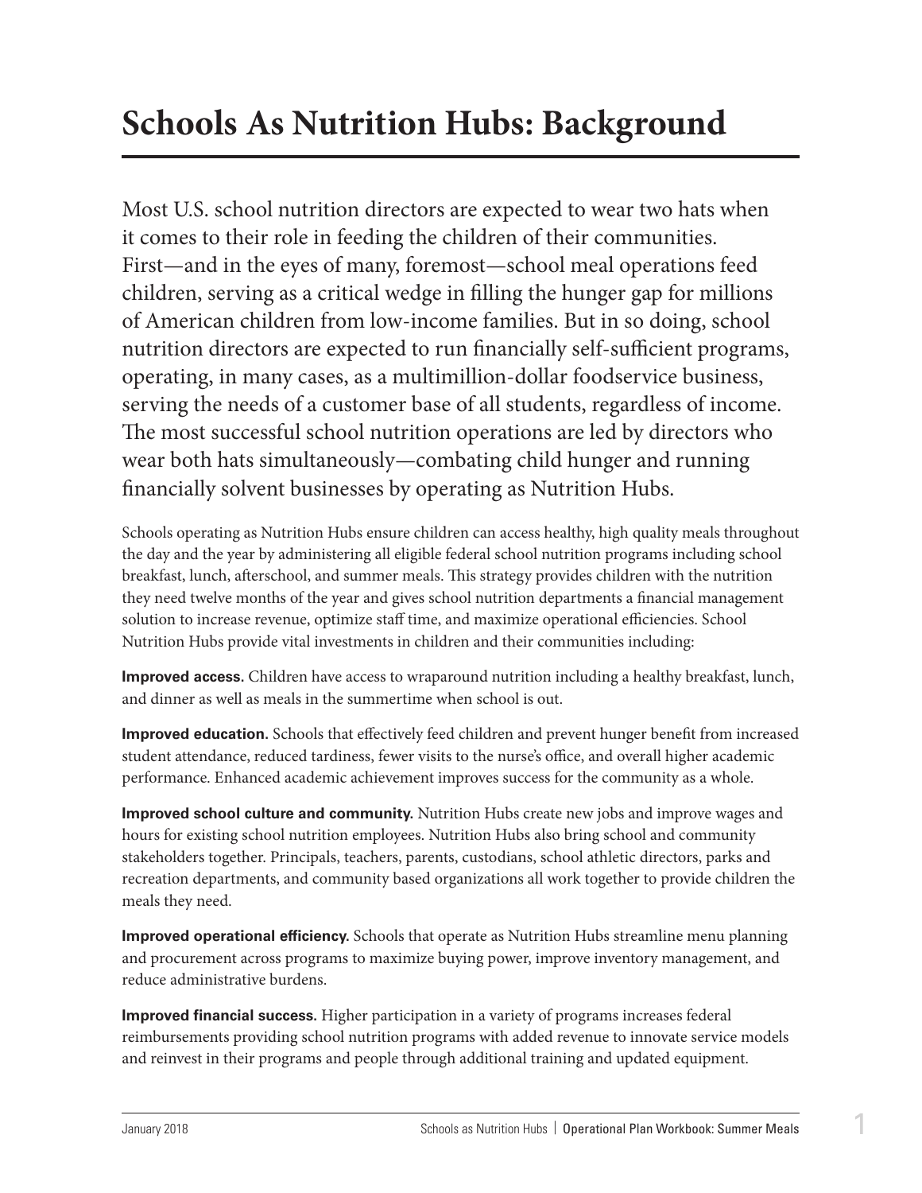# Schools As Nutrition Hubs: Background

Most U.S. school nutrition directors are expected to wear two hats when it comes to their role in feeding the children of their communities. First—and in the eyes of many, foremost—school meal operations feed children, serving as a critical wedge in filling the hunger gap for millions of American children from low-income families. But in so doing, school nutrition directors are expected to run financially self-sufficient programs, operating, in many cases, as a multimillion-dollar foodservice business, serving the needs of a customer base of all students, regardless of income. The most successful school nutrition operations are led by directors who wear both hats simultaneously—combating child hunger and running financially solvent businesses by operating as Nutrition Hubs.

Schools operating as Nutrition Hubs ensure children can access healthy, high quality meals throughout the day and the year by administering all eligible federal school nutrition programs including school breakfast, lunch, afterschool, and summer meals. This strategy provides children with the nutrition they need twelve months of the year and gives school nutrition departments a financial management solution to increase revenue, optimize staff time, and maximize operational efficiencies. School Nutrition Hubs provide vital investments in children and their communities including:

**Improved access.** Children have access to wraparound nutrition including a healthy breakfast, lunch, and dinner as well as meals in the summertime when school is out.

**Improved education.** Schools that effectively feed children and prevent hunger benefit from increased student attendance, reduced tardiness, fewer visits to the nurse's office, and overall higher academic performance. Enhanced academic achievement improves success for the community as a whole.

**Improved school culture and community.** Nutrition Hubs create new jobs and improve wages and hours for existing school nutrition employees. Nutrition Hubs also bring school and community stakeholders together. Principals, teachers, parents, custodians, school athletic directors, parks and recreation departments, and community based organizations all work together to provide children the meals they need.

**Improved operational efficiency.** Schools that operate as Nutrition Hubs streamline menu planning and procurement across programs to maximize buying power, improve inventory management, and reduce administrative burdens.

**Improved financial success.** Higher participation in a variety of programs increases federal reimbursements providing school nutrition programs with added revenue to innovate service models and reinvest in their programs and people through additional training and updated equipment.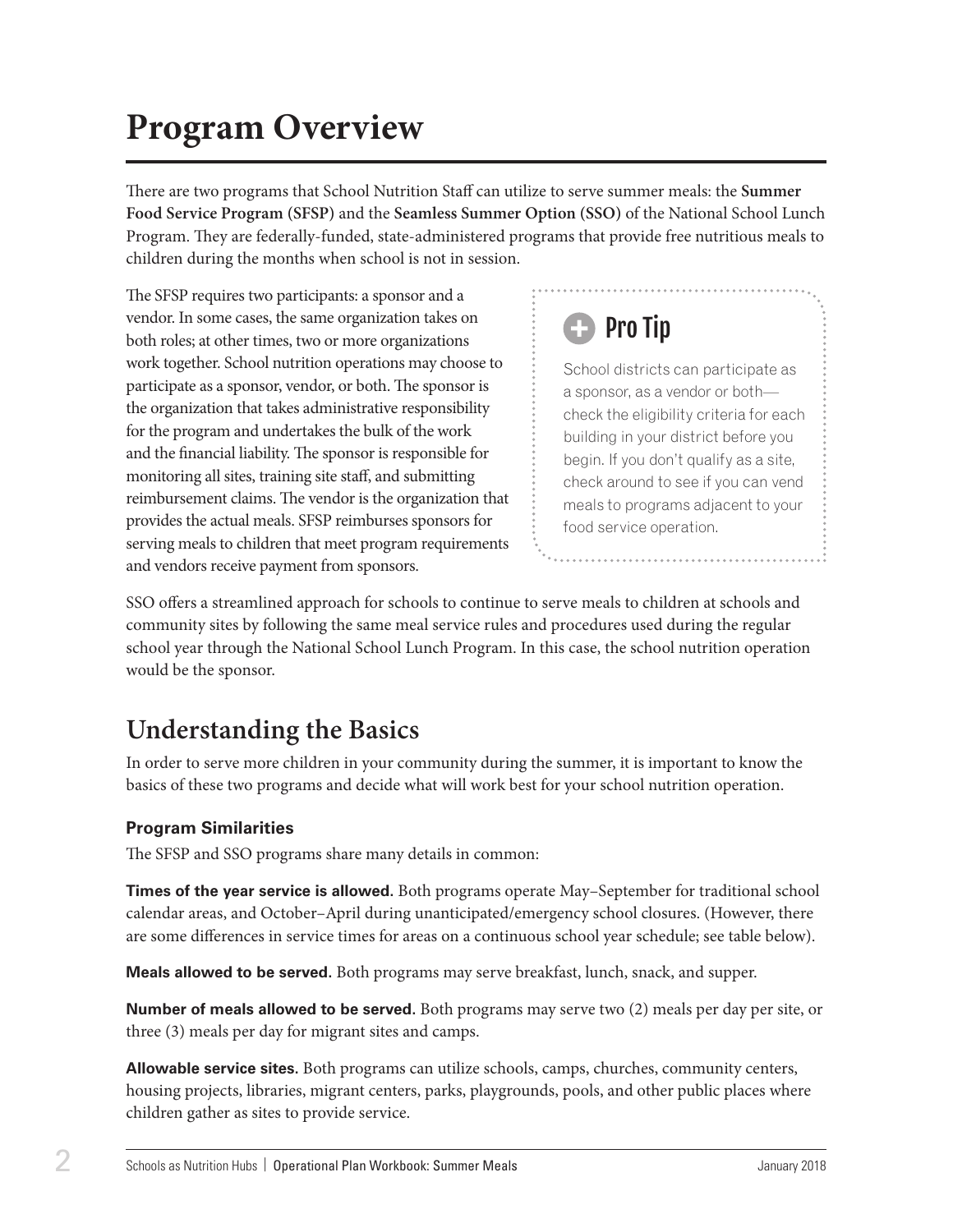# Program Overview

There are two programs that School Nutrition Staff can utilize to serve summer meals: the **Summer Food Service Program (SFSP)** and the **Seamless Summer Option (SSO)** of the National School Lunch Program. They are federally-funded, state-administered programs that provide free nutritious meals to children during the months when school is not in session.

The SFSP requires two participants: a sponsor and a vendor. In some cases, the same organization takes on both roles; at other times, two or more organizations work together. School nutrition operations may choose to participate as a sponsor, vendor, or both. The sponsor is the organization that takes administrative responsibility for the program and undertakes the bulk of the work and the financial liability. The sponsor is responsible for monitoring all sites, training site staff, and submitting reimbursement claims. The vendor is the organization that provides the actual meals. SFSP reimburses sponsors for serving meals to children that meet program requirements and vendors receive payment from sponsors.

> **Pro Tip**
>
> School districts can participate as a sponsor, as a vendor or both—check the eligibility criteria for each building in your district before you begin. If you don't qualify as a site, check around to see if you can vend meals to programs adjacent to your food service operation.

SSO offers a streamlined approach for schools to continue to serve meals to children at schools and community sites by following the same meal service rules and procedures used during the regular school year through the National School Lunch Program. In this case, the school nutrition operation would be the sponsor.

## Understanding the Basics

In order to serve more children in your community during the summer, it is important to know the basics of these two programs and decide what will work best for your school nutrition operation.

### Program Similarities

The SFSP and SSO programs share many details in common:

**Times of the year service is allowed.** Both programs operate May–September for traditional school calendar areas, and October–April during unanticipated/emergency school closures. (However, there are some differences in service times for areas on a continuous school year schedule; see table below).

**Meals allowed to be served.** Both programs may serve breakfast, lunch, snack, and supper.

**Number of meals allowed to be served.** Both programs may serve two (2) meals per day per site, or three (3) meals per day for migrant sites and camps.

**Allowable service sites.** Both programs can utilize schools, camps, churches, community centers, housing projects, libraries, migrant centers, parks, playgrounds, pools, and other public places where children gather as sites to provide service.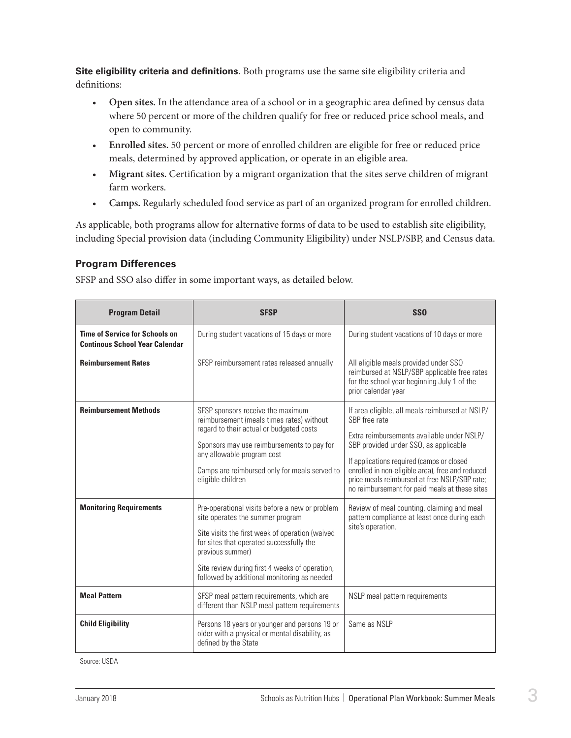**Site eligibility criteria and definitions.** Both programs use the same site eligibility criteria and definitions:

- **Open sites.** In the attendance area of a school or in a geographic area defined by census data where 50 percent or more of the children qualify for free or reduced price school meals, and open to community.
- **Enrolled sites.** 50 percent or more of enrolled children are eligible for free or reduced price meals, determined by approved application, or operate in an eligible area.
- **Migrant sites.** Certification by a migrant organization that the sites serve children of migrant farm workers.
- **Camps.** Regularly scheduled food service as part of an organized program for enrolled children.

As applicable, both programs allow for alternative forms of data to be used to establish site eligibility, including Special provision data (including Community Eligibility) under NSLP/SBP, and Census data.

### Program Differences

SFSP and SSO also differ in some important ways, as detailed below.

| Program Detail | SFSP | SSO |
|---|---|---|
| **Time of Service for Schools on Continous School Year Calendar** | During student vacations of 15 days or more | During student vacations of 10 days or more |
| **Reimbursement Rates** | SFSP reimbursement rates released annually | All eligible meals provided under SSO reimbursed at NSLP/SBP applicable free rates for the school year beginning July 1 of the prior calendar year |
| **Reimbursement Methods** | SFSP sponsors receive the maximum reimbursement (meals times rates) without regard to their actual or budgeted costs<br><br>Sponsors may use reimbursements to pay for any allowable program cost<br><br>Camps are reimbursed only for meals served to eligible children | If area eligible, all meals reimbursed at NSLP/SBP free rate<br><br>Extra reimbursements available under NSLP/SBP provided under SSO, as applicable<br><br>If applications required (camps or closed enrolled in non-eligible area), free and reduced price meals reimbursed at free NSLP/SBP rate; no reimbursement for paid meals at these sites |
| **Monitoring Requirements** | Pre-operational visits before a new or problem site operates the summer program<br><br>Site visits the first week of operation (waived for sites that operated successfully the previous summer)<br><br>Site review during first 4 weeks of operation, followed by additional monitoring as needed | Review of meal counting, claiming and meal pattern compliance at least once during each site's operation. |
| **Meal Pattern** | SFSP meal pattern requirements, which are different than NSLP meal pattern requirements | NSLP meal pattern requirements |
| **Child Eligibility** | Persons 18 years or younger and persons 19 or older with a physical or mental disability, as defined by the State | Same as NSLP |

Source: USDA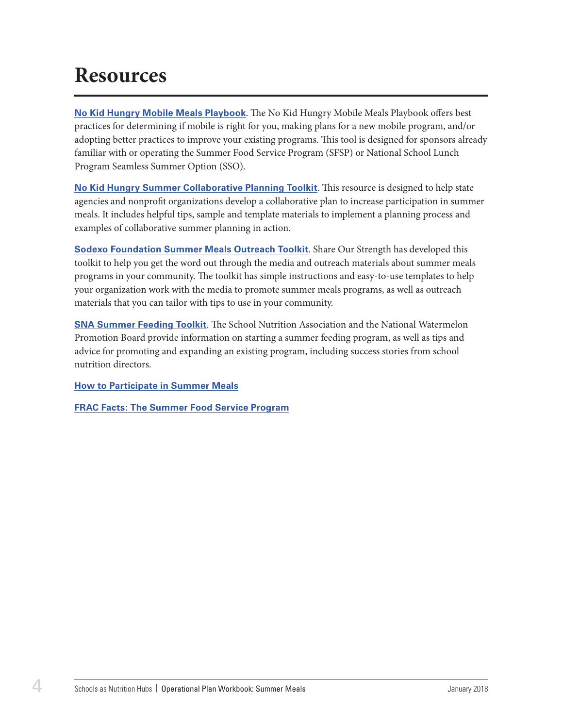# Resources

**No Kid Hungry Mobile Meals Playbook**. The No Kid Hungry Mobile Meals Playbook offers best practices for determining if mobile is right for you, making plans for a new mobile program, and/or adopting better practices to improve your existing programs. This tool is designed for sponsors already familiar with or operating the Summer Food Service Program (SFSP) or National School Lunch Program Seamless Summer Option (SSO).

**No Kid Hungry Summer Collaborative Planning Toolkit**. This resource is designed to help state agencies and nonprofit organizations develop a collaborative plan to increase participation in summer meals. It includes helpful tips, sample and template materials to implement a planning process and examples of collaborative summer planning in action.

**Sodexo Foundation Summer Meals Outreach Toolkit**. Share Our Strength has developed this toolkit to help you get the word out through the media and outreach materials about summer meals programs in your community. The toolkit has simple instructions and easy-to-use templates to help your organization work with the media to promote summer meals programs, as well as outreach materials that you can tailor with tips to use in your community.

**SNA Summer Feeding Toolkit**. The School Nutrition Association and the National Watermelon Promotion Board provide information on starting a summer feeding program, as well as tips and advice for promoting and expanding an existing program, including success stories from school nutrition directors.

**How to Participate in Summer Meals**

**FRAC Facts: The Summer Food Service Program**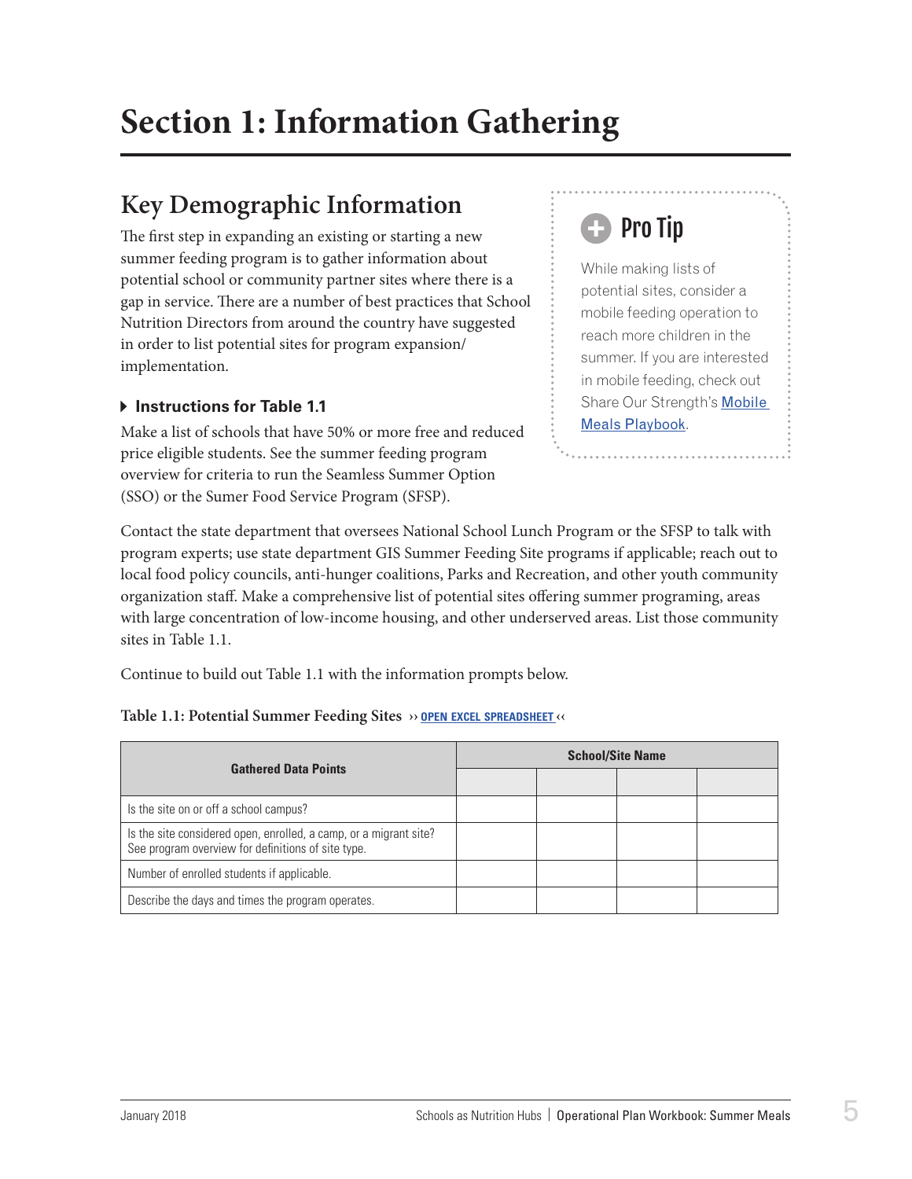# Section 1: Information Gathering

## Key Demographic Information

The first step in expanding an existing or starting a new summer feeding program is to gather information about potential school or community partner sites where there is a gap in service. There are a number of best practices that School Nutrition Directors from around the country have suggested in order to list potential sites for program expansion/implementation.

> **Pro Tip**
>
> While making lists of potential sites, consider a mobile feeding operation to reach more children in the summer. If you are interested in mobile feeding, check out Share Our Strength's [Mobile Meals Playbook](#).

### Instructions for Table 1.1

Make a list of schools that have 50% or more free and reduced price eligible students. See the summer feeding program overview for criteria to run the Seamless Summer Option (SSO) or the Sumer Food Service Program (SFSP).

Contact the state department that oversees National School Lunch Program or the SFSP to talk with program experts; use state department GIS Summer Feeding Site programs if applicable; reach out to local food policy councils, anti-hunger coalitions, Parks and Recreation, and other youth community organization staff. Make a comprehensive list of potential sites offering summer programing, areas with large concentration of low-income housing, and other underserved areas. List those community sites in Table 1.1.

Continue to build out Table 1.1 with the information prompts below.

**Table 1.1: Potential Summer Feeding Sites** ›› OPEN EXCEL SPREADSHEET ‹‹

| Gathered Data Points | School/Site Name | | | |
|---|---|---|---|---|
| | | | | |
| Is the site on or off a school campus? | | | | |
| Is the site considered open, enrolled, a camp, or a migrant site? See program overview for definitions of site type. | | | | |
| Number of enrolled students if applicable. | | | | |
| Describe the days and times the program operates. | | | | |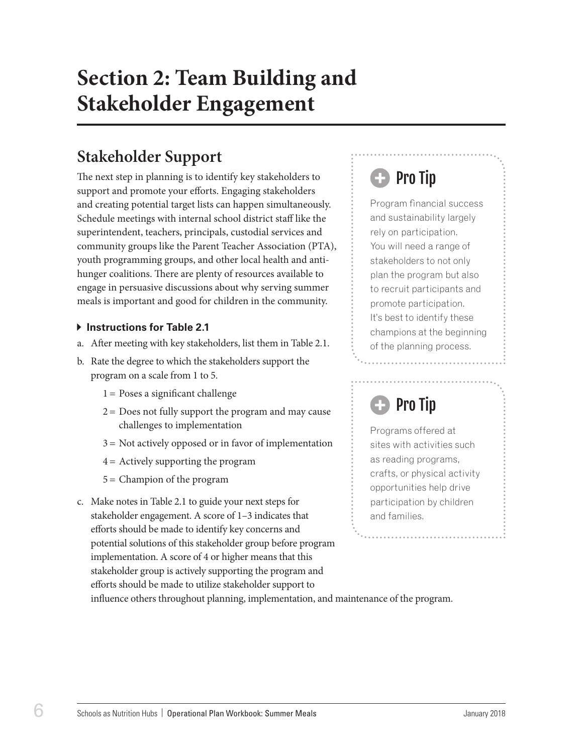# Section 2: Team Building and Stakeholder Engagement

## Stakeholder Support

The next step in planning is to identify key stakeholders to support and promote your efforts. Engaging stakeholders and creating potential target lists can happen simultaneously. Schedule meetings with internal school district staff like the superintendent, teachers, principals, custodial services and community groups like the Parent Teacher Association (PTA), youth programming groups, and other local health and anti-hunger coalitions. There are plenty of resources available to engage in persuasive discussions about why serving summer meals is important and good for children in the community.

#### Instructions for Table 2.1

a. After meeting with key stakeholders, list them in Table 2.1.

b. Rate the degree to which the stakeholders support the program on a scale from 1 to 5.

   1 = Poses a significant challenge

   2 = Does not fully support the program and may cause challenges to implementation

   3 = Not actively opposed or in favor of implementation

   4 = Actively supporting the program

   5 = Champion of the program

c. Make notes in Table 2.1 to guide your next steps for stakeholder engagement. A score of 1–3 indicates that efforts should be made to identify key concerns and potential solutions of this stakeholder group before program implementation. A score of 4 or higher means that this stakeholder group is actively supporting the program and efforts should be made to utilize stakeholder support to influence others throughout planning, implementation, and maintenance of the program.

> **Pro Tip**
>
> Program financial success and sustainability largely rely on participation. You will need a range of stakeholders to not only plan the program but also to recruit participants and promote participation. It's best to identify these champions at the beginning of the planning process.

> **Pro Tip**
>
> Programs offered at sites with activities such as reading programs, crafts, or physical activity opportunities help drive participation by children and families.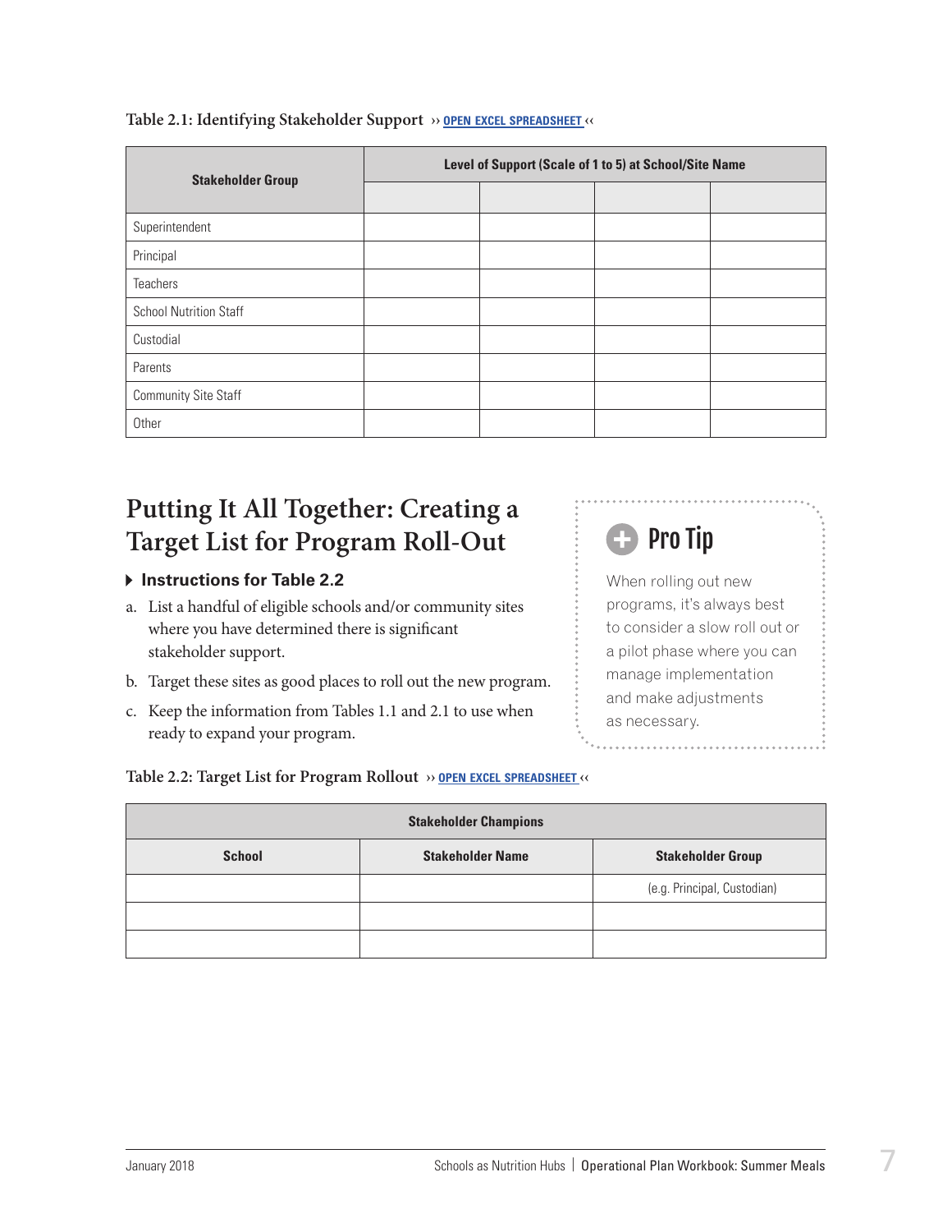**Table 2.1: Identifying Stakeholder Support** ›› OPEN EXCEL SPREADSHEET ‹‹

| Stakeholder Group | Level of Support (Scale of 1 to 5) at School/Site Name | | | |
|---|---|---|---|---|
| | | | | |
| Superintendent | | | | |
| Principal | | | | |
| Teachers | | | | |
| School Nutrition Staff | | | | |
| Custodial | | | | |
| Parents | | | | |
| Community Site Staff | | | | |
| Other | | | | |

## Putting It All Together: Creating a Target List for Program Roll-Out

### Instructions for Table 2.2

a. List a handful of eligible schools and/or community sites where you have determined there is significant stakeholder support.

b. Target these sites as good places to roll out the new program.

c. Keep the information from Tables 1.1 and 2.1 to use when ready to expand your program.

> **Pro Tip**
>
> When rolling out new programs, it's always best to consider a slow roll out or a pilot phase where you can manage implementation and make adjustments as necessary.

**Table 2.2: Target List for Program Rollout** ›› OPEN EXCEL SPREADSHEET ‹‹

| Stakeholder Champions | | |
|---|---|---|
| **School** | **Stakeholder Name** | **Stakeholder Group** |
| | | (e.g. Principal, Custodian) |
| | | |
| | | |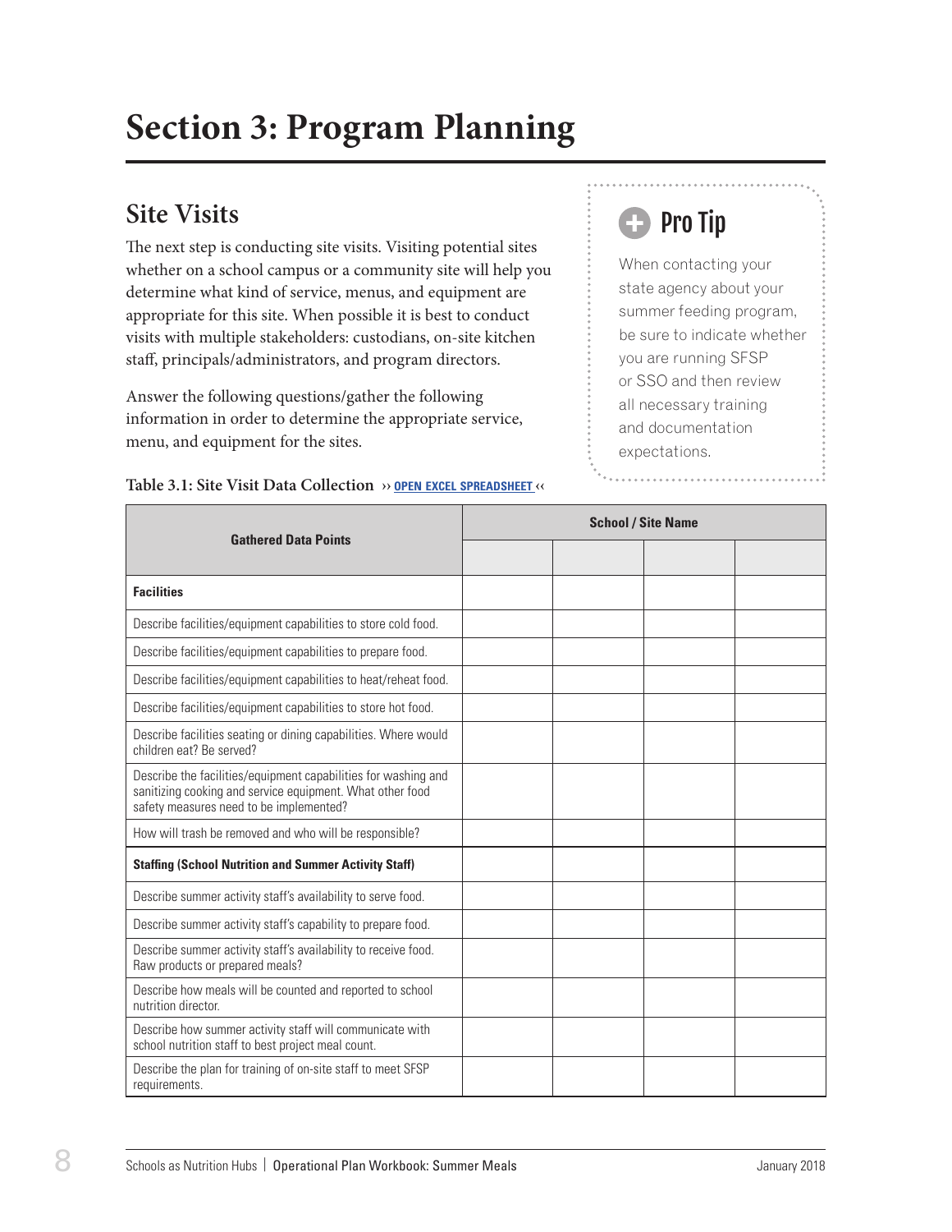# Section 3: Program Planning

## Site Visits

The next step is conducting site visits. Visiting potential sites whether on a school campus or a community site will help you determine what kind of service, menus, and equipment are appropriate for this site. When possible it is best to conduct visits with multiple stakeholders: custodians, on-site kitchen staff, principals/administrators, and program directors.

Answer the following questions/gather the following information in order to determine the appropriate service, menu, and equipment for the sites.

> **Pro Tip**
>
> When contacting your state agency about your summer feeding program, be sure to indicate whether you are running SFSP or SSO and then review all necessary training and documentation expectations.

**Table 3.1: Site Visit Data Collection** ›› OPEN EXCEL SPREADSHEET ‹‹

| Gathered Data Points | School / Site Name | | | |
|---|---|---|---|---|
| | | | | |
| **Facilities** | | | | |
| Describe facilities/equipment capabilities to store cold food. | | | | |
| Describe facilities/equipment capabilities to prepare food. | | | | |
| Describe facilities/equipment capabilities to heat/reheat food. | | | | |
| Describe facilities/equipment capabilities to store hot food. | | | | |
| Describe facilities seating or dining capabilities. Where would children eat? Be served? | | | | |
| Describe the facilities/equipment capabilities for washing and sanitizing cooking and service equipment. What other food safety measures need to be implemented? | | | | |
| How will trash be removed and who will be responsible? | | | | |
| **Staffing (School Nutrition and Summer Activity Staff)** | | | | |
| Describe summer activity staff's availability to serve food. | | | | |
| Describe summer activity staff's capability to prepare food. | | | | |
| Describe summer activity staff's availability to receive food. Raw products or prepared meals? | | | | |
| Describe how meals will be counted and reported to school nutrition director. | | | | |
| Describe how summer activity staff will communicate with school nutrition staff to best project meal count. | | | | |
| Describe the plan for training of on-site staff to meet SFSP requirements. | | | | |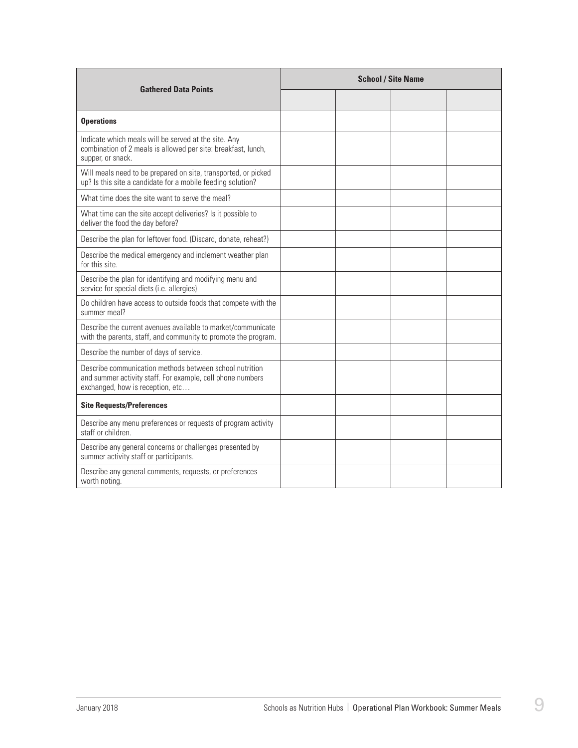| Gathered Data Points | School / Site Name | | | |
|---|---|---|---|---|
| | | | | |
| **Operations** | | | | |
| Indicate which meals will be served at the site. Any combination of 2 meals is allowed per site: breakfast, lunch, supper, or snack. | | | | |
| Will meals need to be prepared on site, transported, or picked up? Is this site a candidate for a mobile feeding solution? | | | | |
| What time does the site want to serve the meal? | | | | |
| What time can the site accept deliveries? Is it possible to deliver the food the day before? | | | | |
| Describe the plan for leftover food. (Discard, donate, reheat?) | | | | |
| Describe the medical emergency and inclement weather plan for this site. | | | | |
| Describe the plan for identifying and modifying menu and service for special diets (i.e. allergies) | | | | |
| Do children have access to outside foods that compete with the summer meal? | | | | |
| Describe the current avenues available to market/communicate with the parents, staff, and community to promote the program. | | | | |
| Describe the number of days of service. | | | | |
| Describe communication methods between school nutrition and summer activity staff. For example, cell phone numbers exchanged, how is reception, etc… | | | | |
| **Site Requests/Preferences** | | | | |
| Describe any menu preferences or requests of program activity staff or children. | | | | |
| Describe any general concerns or challenges presented by summer activity staff or participants. | | | | |
| Describe any general comments, requests, or preferences worth noting. | | | | |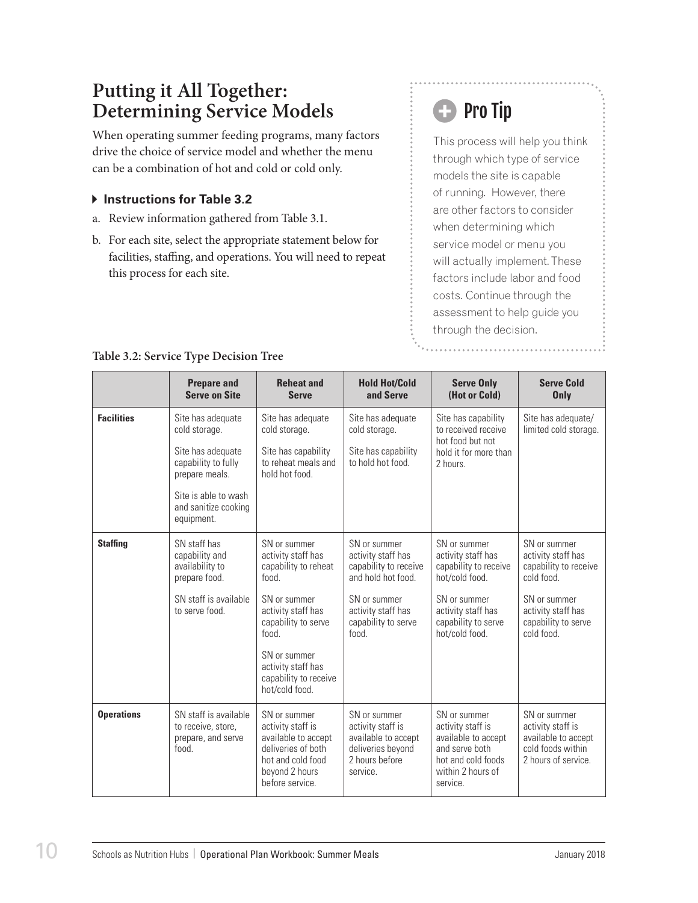## Putting it All Together: Determining Service Models

When operating summer feeding programs, many factors drive the choice of service model and whether the menu can be a combination of hot and cold or cold only.

### Instructions for Table 3.2

a. Review information gathered from Table 3.1.

b. For each site, select the appropriate statement below for facilities, staffing, and operations. You will need to repeat this process for each site.

> **Pro Tip**
>
> This process will help you think through which type of service models the site is capable of running. However, there are other factors to consider when determining which service model or menu you will actually implement. These factors include labor and food costs. Continue through the assessment to help guide you through the decision.

**Table 3.2: Service Type Decision Tree**

| | Prepare and Serve on Site | Reheat and Serve | Hold Hot/Cold and Serve | Serve Only (Hot or Cold) | Serve Cold Only |
|---|---|---|---|---|---|
| **Facilities** | Site has adequate cold storage.<br><br>Site has adequate capability to fully prepare meals.<br><br>Site is able to wash and sanitize cooking equipment. | Site has adequate cold storage.<br><br>Site has capability to reheat meals and hold hot food. | Site has adequate cold storage.<br><br>Site has capability to hold hot food. | Site has capability to received receive hot food but not hold it for more than 2 hours. | Site has adequate/ limited cold storage. |
| **Staffing** | SN staff has capability and availability to prepare food.<br><br>SN staff is available to serve food. | SN or summer activity staff has capability to reheat food.<br><br>SN or summer activity staff has capability to serve food.<br><br>SN or summer activity staff has capability to receive hot/cold food. | SN or summer activity staff has capability to receive and hold hot food.<br><br>SN or summer activity staff has capability to serve food. | SN or summer activity staff has capability to receive hot/cold food.<br><br>SN or summer activity staff has capability to serve hot/cold food. | SN or summer activity staff has capability to receive cold food.<br><br>SN or summer activity staff has capability to serve cold food. |
| **Operations** | SN staff is available to receive, store, prepare, and serve food. | SN or summer activity staff is available to accept deliveries of both hot and cold food beyond 2 hours before service. | SN or summer activity staff is available to accept deliveries beyond 2 hours before service. | SN or summer activity staff is available to accept and serve both hot and cold foods within 2 hours of service. | SN or summer activity staff is available to accept cold foods within 2 hours of service. |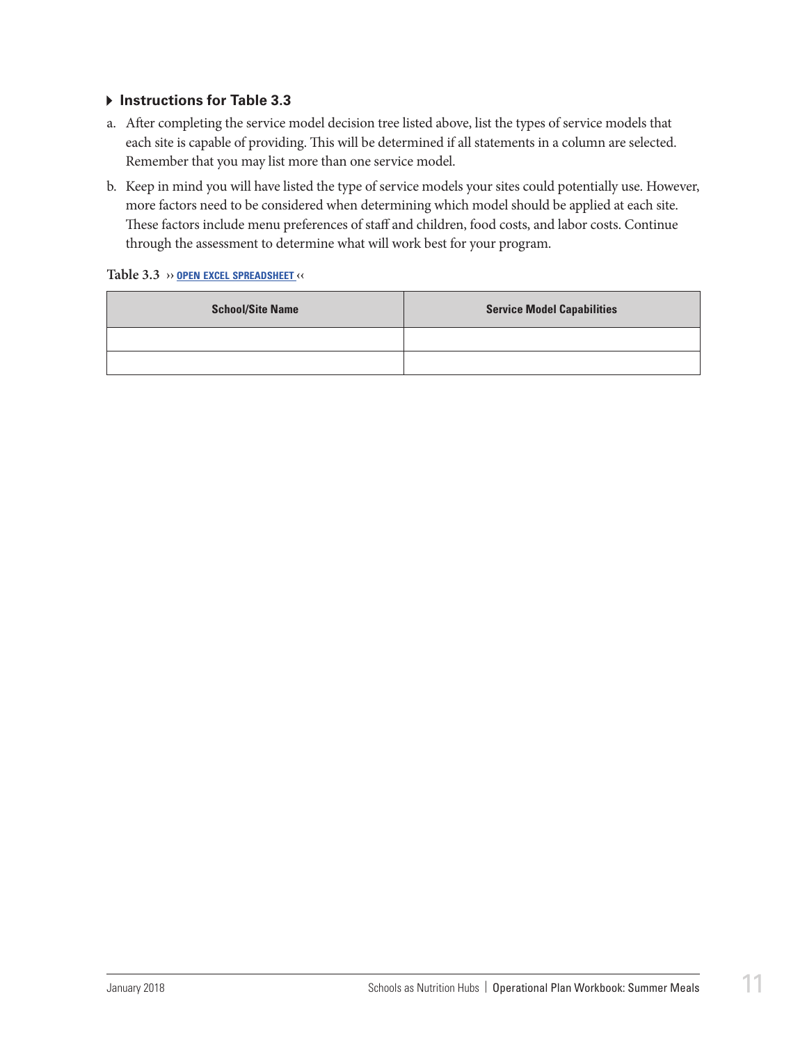### ▸ Instructions for Table 3.3

a. After completing the service model decision tree listed above, list the types of service models that each site is capable of providing. This will be determined if all statements in a column are selected. Remember that you may list more than one service model.

b. Keep in mind you will have listed the type of service models your sites could potentially use. However, more factors need to be considered when determining which model should be applied at each site. These factors include menu preferences of staff and children, food costs, and labor costs. Continue through the assessment to determine what will work best for your program.

**Table 3.3** ›› OPEN EXCEL SPREADSHEET ‹‹

| School/Site Name | Service Model Capabilities |
| --- | --- |
| | |
| | |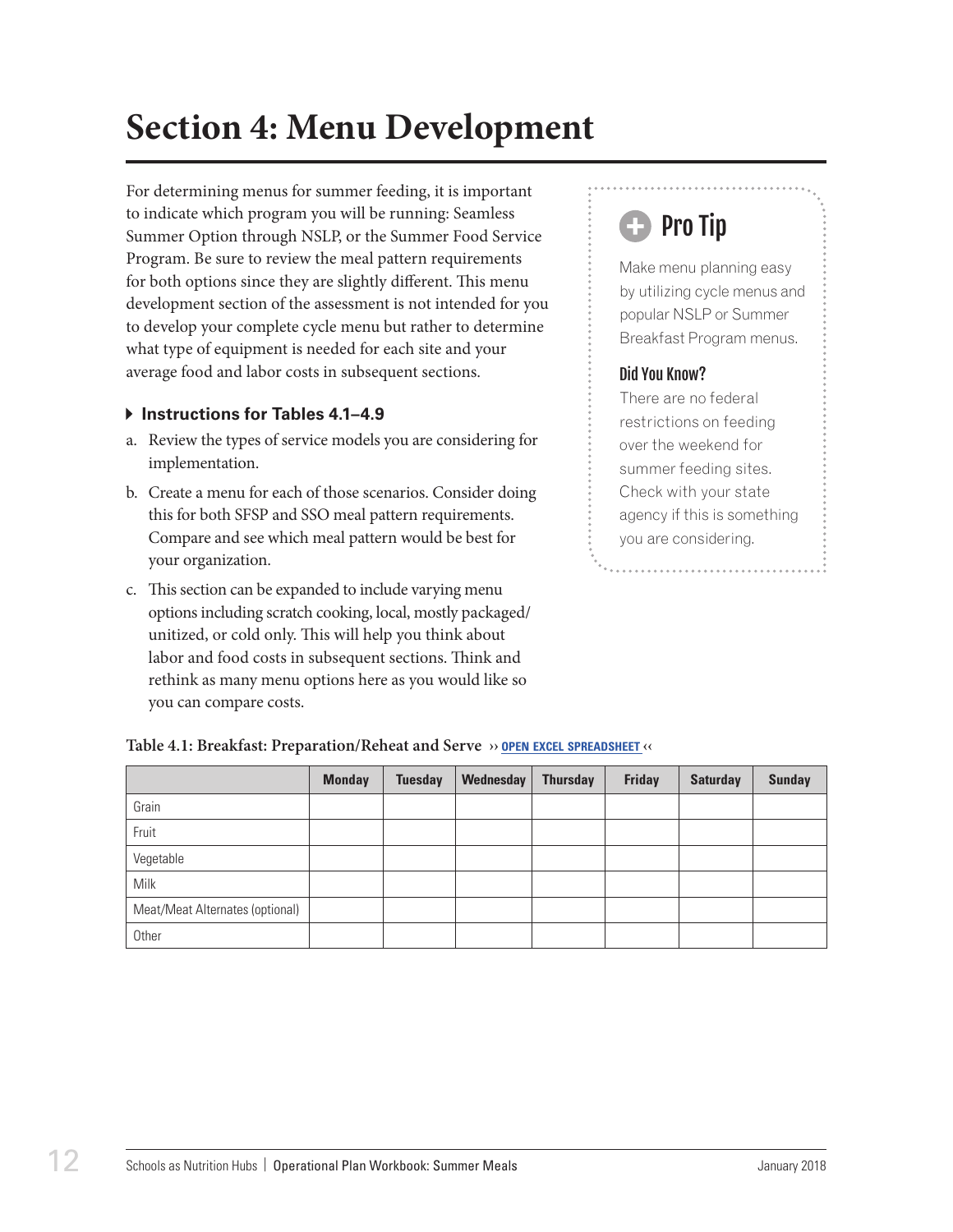# Section 4: Menu Development

For determining menus for summer feeding, it is important to indicate which program you will be running: Seamless Summer Option through NSLP, or the Summer Food Service Program. Be sure to review the meal pattern requirements for both options since they are slightly different. This menu development section of the assessment is not intended for you to develop your complete cycle menu but rather to determine what type of equipment is needed for each site and your average food and labor costs in subsequent sections.

> **Pro Tip**
>
> Make menu planning easy by utilizing cycle menus and popular NSLP or Summer Breakfast Program menus.
>
> **Did You Know?**
>
> There are no federal restrictions on feeding over the weekend for summer feeding sites. Check with your state agency if this is something you are considering.

### Instructions for Tables 4.1–4.9

a. Review the types of service models you are considering for implementation.

b. Create a menu for each of those scenarios. Consider doing this for both SFSP and SSO meal pattern requirements. Compare and see which meal pattern would be best for your organization.

c. This section can be expanded to include varying menu options including scratch cooking, local, mostly packaged/unitized, or cold only. This will help you think about labor and food costs in subsequent sections. Think and rethink as many menu options here as you would like so you can compare costs.

**Table 4.1: Breakfast: Preparation/Reheat and Serve** ›› OPEN EXCEL SPREADSHEET ‹‹

| | Monday | Tuesday | Wednesday | Thursday | Friday | Saturday | Sunday |
|---|---|---|---|---|---|---|---|
| Grain | | | | | | | |
| Fruit | | | | | | | |
| Vegetable | | | | | | | |
| Milk | | | | | | | |
| Meat/Meat Alternates (optional) | | | | | | | |
| Other | | | | | | | |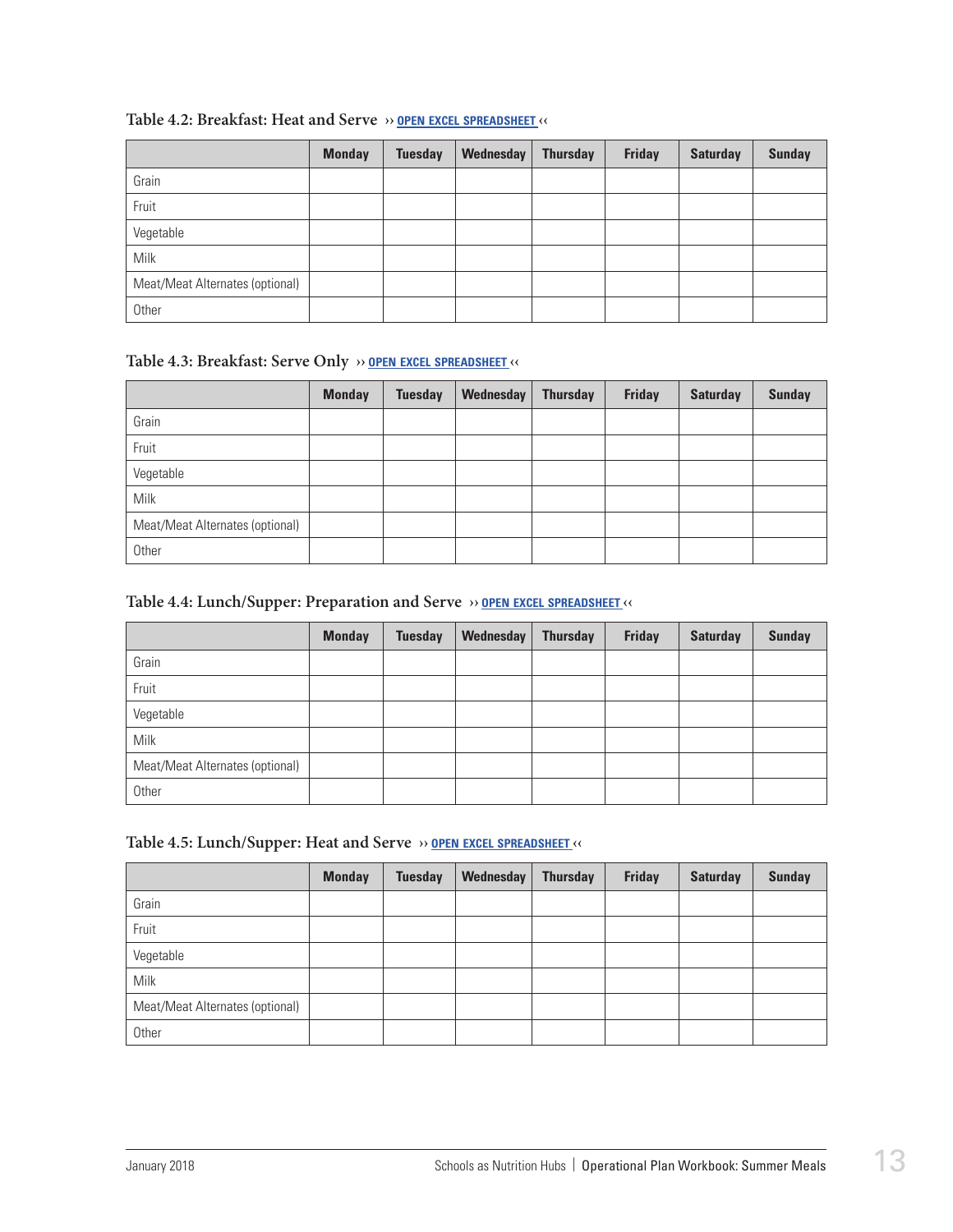**Table 4.2: Breakfast: Heat and Serve** ›› OPEN EXCEL SPREADSHEET ‹‹

| | Monday | Tuesday | Wednesday | Thursday | Friday | Saturday | Sunday |
|---|---|---|---|---|---|---|---|
| Grain | | | | | | | |
| Fruit | | | | | | | |
| Vegetable | | | | | | | |
| Milk | | | | | | | |
| Meat/Meat Alternates (optional) | | | | | | | |
| Other | | | | | | | |

**Table 4.3: Breakfast: Serve Only** ›› OPEN EXCEL SPREADSHEET ‹‹

| | Monday | Tuesday | Wednesday | Thursday | Friday | Saturday | Sunday |
|---|---|---|---|---|---|---|---|
| Grain | | | | | | | |
| Fruit | | | | | | | |
| Vegetable | | | | | | | |
| Milk | | | | | | | |
| Meat/Meat Alternates (optional) | | | | | | | |
| Other | | | | | | | |

**Table 4.4: Lunch/Supper: Preparation and Serve** ›› OPEN EXCEL SPREADSHEET ‹‹

| | Monday | Tuesday | Wednesday | Thursday | Friday | Saturday | Sunday |
|---|---|---|---|---|---|---|---|
| Grain | | | | | | | |
| Fruit | | | | | | | |
| Vegetable | | | | | | | |
| Milk | | | | | | | |
| Meat/Meat Alternates (optional) | | | | | | | |
| Other | | | | | | | |

**Table 4.5: Lunch/Supper: Heat and Serve** ›› OPEN EXCEL SPREADSHEET ‹‹

| | Monday | Tuesday | Wednesday | Thursday | Friday | Saturday | Sunday |
|---|---|---|---|---|---|---|---|
| Grain | | | | | | | |
| Fruit | | | | | | | |
| Vegetable | | | | | | | |
| Milk | | | | | | | |
| Meat/Meat Alternates (optional) | | | | | | | |
| Other | | | | | | | |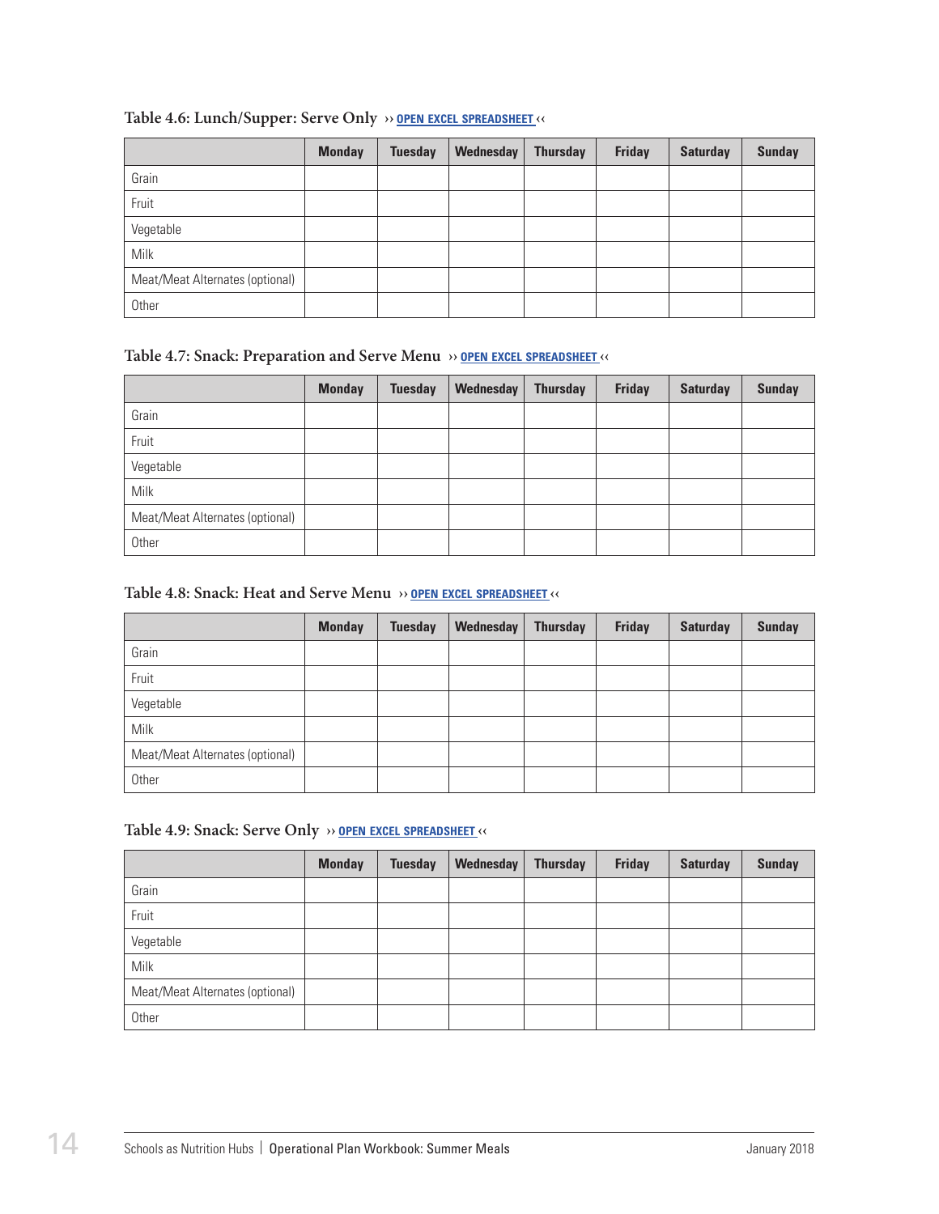### Table 4.6: Lunch/Supper: Serve Only ›› OPEN EXCEL SPREADSHEET ‹‹

| | Monday | Tuesday | Wednesday | Thursday | Friday | Saturday | Sunday |
|---|---|---|---|---|---|---|---|
| Grain | | | | | | | |
| Fruit | | | | | | | |
| Vegetable | | | | | | | |
| Milk | | | | | | | |
| Meat/Meat Alternates (optional) | | | | | | | |
| Other | | | | | | | |

### Table 4.7: Snack: Preparation and Serve Menu ›› OPEN EXCEL SPREADSHEET ‹‹

| | Monday | Tuesday | Wednesday | Thursday | Friday | Saturday | Sunday |
|---|---|---|---|---|---|---|---|
| Grain | | | | | | | |
| Fruit | | | | | | | |
| Vegetable | | | | | | | |
| Milk | | | | | | | |
| Meat/Meat Alternates (optional) | | | | | | | |
| Other | | | | | | | |

### Table 4.8: Snack: Heat and Serve Menu ›› OPEN EXCEL SPREADSHEET ‹‹

| | Monday | Tuesday | Wednesday | Thursday | Friday | Saturday | Sunday |
|---|---|---|---|---|---|---|---|
| Grain | | | | | | | |
| Fruit | | | | | | | |
| Vegetable | | | | | | | |
| Milk | | | | | | | |
| Meat/Meat Alternates (optional) | | | | | | | |
| Other | | | | | | | |

### Table 4.9: Snack: Serve Only ›› OPEN EXCEL SPREADSHEET ‹‹

| | Monday | Tuesday | Wednesday | Thursday | Friday | Saturday | Sunday |
|---|---|---|---|---|---|---|---|
| Grain | | | | | | | |
| Fruit | | | | | | | |
| Vegetable | | | | | | | |
| Milk | | | | | | | |
| Meat/Meat Alternates (optional) | | | | | | | |
| Other | | | | | | | |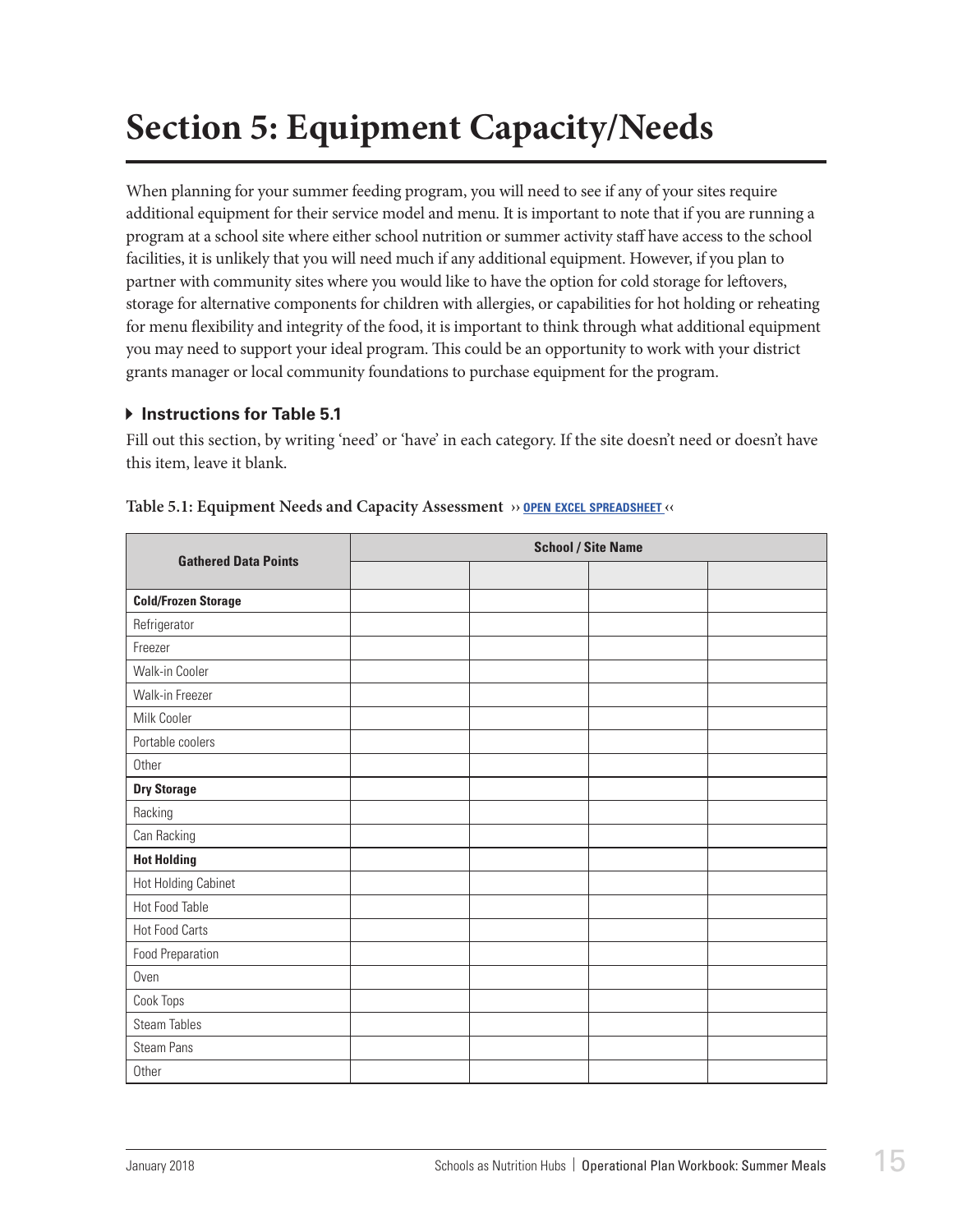# Section 5: Equipment Capacity/Needs

When planning for your summer feeding program, you will need to see if any of your sites require additional equipment for their service model and menu. It is important to note that if you are running a program at a school site where either school nutrition or summer activity staff have access to the school facilities, it is unlikely that you will need much if any additional equipment. However, if you plan to partner with community sites where you would like to have the option for cold storage for leftovers, storage for alternative components for children with allergies, or capabilities for hot holding or reheating for menu flexibility and integrity of the food, it is important to think through what additional equipment you may need to support your ideal program. This could be an opportunity to work with your district grants manager or local community foundations to purchase equipment for the program.

### ▸ Instructions for Table 5.1

Fill out this section, by writing 'need' or 'have' in each category. If the site doesn't need or doesn't have this item, leave it blank.

**Table 5.1: Equipment Needs and Capacity Assessment** ›› OPEN EXCEL SPREADSHEET ‹‹

| Gathered Data Points | School / Site Name | | | |
|---|---|---|---|---|
| | | | | |
| **Cold/Frozen Storage** | | | | |
| Refrigerator | | | | |
| Freezer | | | | |
| Walk-in Cooler | | | | |
| Walk-in Freezer | | | | |
| Milk Cooler | | | | |
| Portable coolers | | | | |
| Other | | | | |
| **Dry Storage** | | | | |
| Racking | | | | |
| Can Racking | | | | |
| **Hot Holding** | | | | |
| Hot Holding Cabinet | | | | |
| Hot Food Table | | | | |
| Hot Food Carts | | | | |
| Food Preparation | | | | |
| Oven | | | | |
| Cook Tops | | | | |
| Steam Tables | | | | |
| Steam Pans | | | | |
| Other | | | | |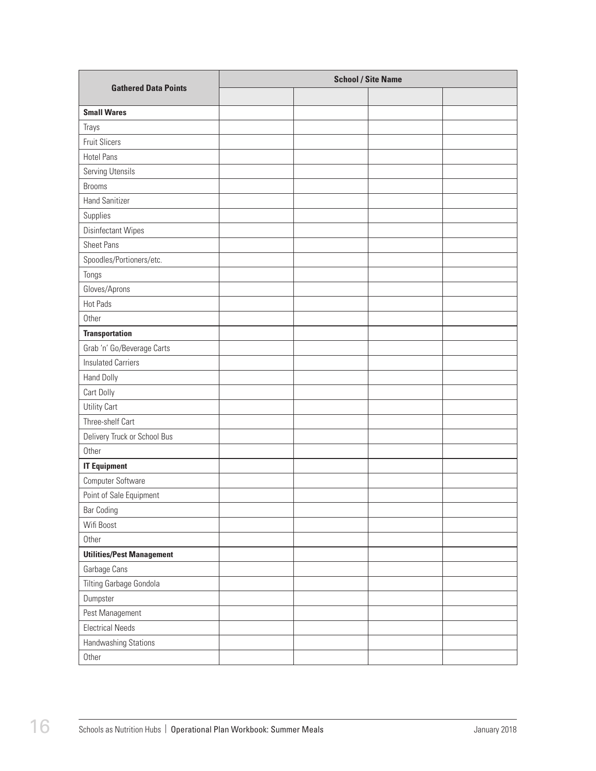| Gathered Data Points | School / Site Name | | | |
|---|---|---|---|---|
| | | | | |
| **Small Wares** | | | | |
| Trays | | | | |
| Fruit Slicers | | | | |
| Hotel Pans | | | | |
| Serving Utensils | | | | |
| Brooms | | | | |
| Hand Sanitizer | | | | |
| Supplies | | | | |
| Disinfectant Wipes | | | | |
| Sheet Pans | | | | |
| Spoodles/Portioners/etc. | | | | |
| Tongs | | | | |
| Gloves/Aprons | | | | |
| Hot Pads | | | | |
| Other | | | | |
| **Transportation** | | | | |
| Grab 'n' Go/Beverage Carts | | | | |
| Insulated Carriers | | | | |
| Hand Dolly | | | | |
| Cart Dolly | | | | |
| Utility Cart | | | | |
| Three-shelf Cart | | | | |
| Delivery Truck or School Bus | | | | |
| Other | | | | |
| **IT Equipment** | | | | |
| Computer Software | | | | |
| Point of Sale Equipment | | | | |
| Bar Coding | | | | |
| Wifi Boost | | | | |
| Other | | | | |
| **Utilities/Pest Management** | | | | |
| Garbage Cans | | | | |
| Tilting Garbage Gondola | | | | |
| Dumpster | | | | |
| Pest Management | | | | |
| Electrical Needs | | | | |
| Handwashing Stations | | | | |
| Other | | | | |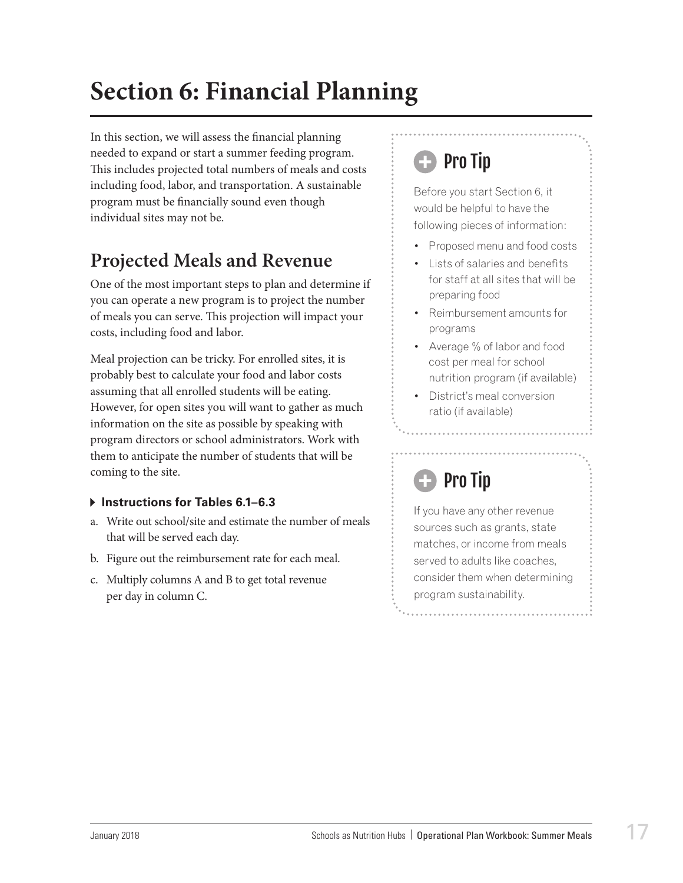# Section 6: Financial Planning

In this section, we will assess the financial planning needed to expand or start a summer feeding program. This includes projected total numbers of meals and costs including food, labor, and transportation. A sustainable program must be financially sound even though individual sites may not be.

## Projected Meals and Revenue

One of the most important steps to plan and determine if you can operate a new program is to project the number of meals you can serve. This projection will impact your costs, including food and labor.

Meal projection can be tricky. For enrolled sites, it is probably best to calculate your food and labor costs assuming that all enrolled students will be eating. However, for open sites you will want to gather as much information on the site as possible by speaking with program directors or school administrators. Work with them to anticipate the number of students that will be coming to the site.

### Instructions for Tables 6.1–6.3

a. Write out school/site and estimate the number of meals that will be served each day.

b. Figure out the reimbursement rate for each meal.

c. Multiply columns A and B to get total revenue per day in column C.

> **Pro Tip**
>
> Before you start Section 6, it would be helpful to have the following pieces of information:
>
> - Proposed menu and food costs
> - Lists of salaries and benefits for staff at all sites that will be preparing food
> - Reimbursement amounts for programs
> - Average % of labor and food cost per meal for school nutrition program (if available)
> - District's meal conversion ratio (if available)

> **Pro Tip**
>
> If you have any other revenue sources such as grants, state matches, or income from meals served to adults like coaches, consider them when determining program sustainability.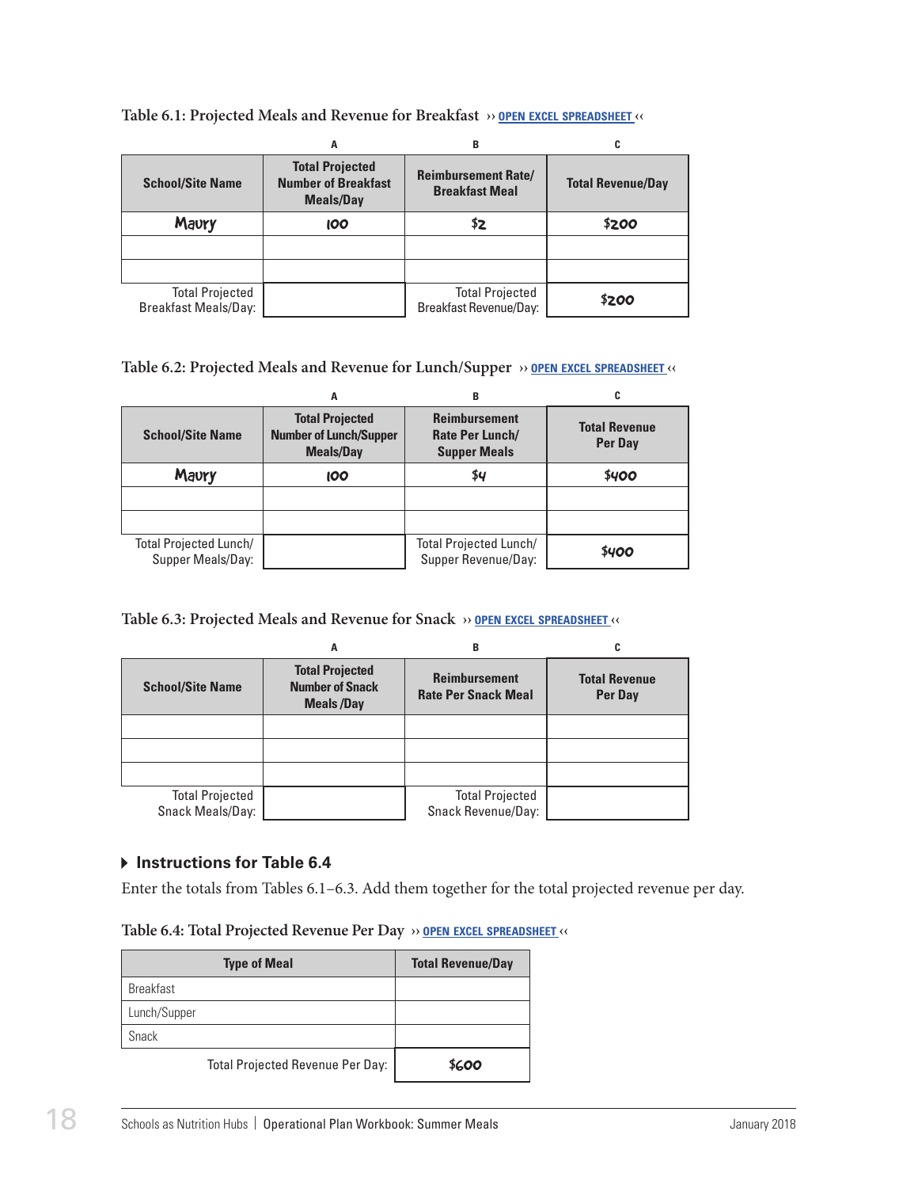**Table 6.1: Projected Meals and Revenue for Breakfast** ›› OPEN EXCEL SPREADSHEET ‹‹

| | A | B | C |
|---|---|---|---|
| School/Site Name | Total Projected Number of Breakfast Meals/Day | Reimbursement Rate/ Breakfast Meal | Total Revenue/Day |
| Maury | 100 | $2 | $200 |
| | | | |
| | | | |
| Total Projected Breakfast Meals/Day: | | Total Projected Breakfast Revenue/Day: | $200 |

**Table 6.2: Projected Meals and Revenue for Lunch/Supper** ›› OPEN EXCEL SPREADSHEET ‹‹

| | A | B | C |
|---|---|---|---|
| School/Site Name | Total Projected Number of Lunch/Supper Meals/Day | Reimbursement Rate Per Lunch/ Supper Meals | Total Revenue Per Day |
| Maury | 100 | $4 | $400 |
| | | | |
| | | | |
| Total Projected Lunch/ Supper Meals/Day: | | Total Projected Lunch/ Supper Revenue/Day: | $400 |

**Table 6.3: Projected Meals and Revenue for Snack** ›› OPEN EXCEL SPREADSHEET ‹‹

| | A | B | C |
|---|---|---|---|
| School/Site Name | Total Projected Number of Snack Meals /Day | Reimbursement Rate Per Snack Meal | Total Revenue Per Day |
| | | | |
| | | | |
| | | | |
| Total Projected Snack Meals/Day: | | Total Projected Snack Revenue/Day: | |

### Instructions for Table 6.4

Enter the totals from Tables 6.1–6.3. Add them together for the total projected revenue per day.

**Table 6.4: Total Projected Revenue Per Day** ›› OPEN EXCEL SPREADSHEET ‹‹

| Type of Meal | Total Revenue/Day |
|---|---|
| Breakfast | |
| Lunch/Supper | |
| Snack | |
| Total Projected Revenue Per Day: | $600 |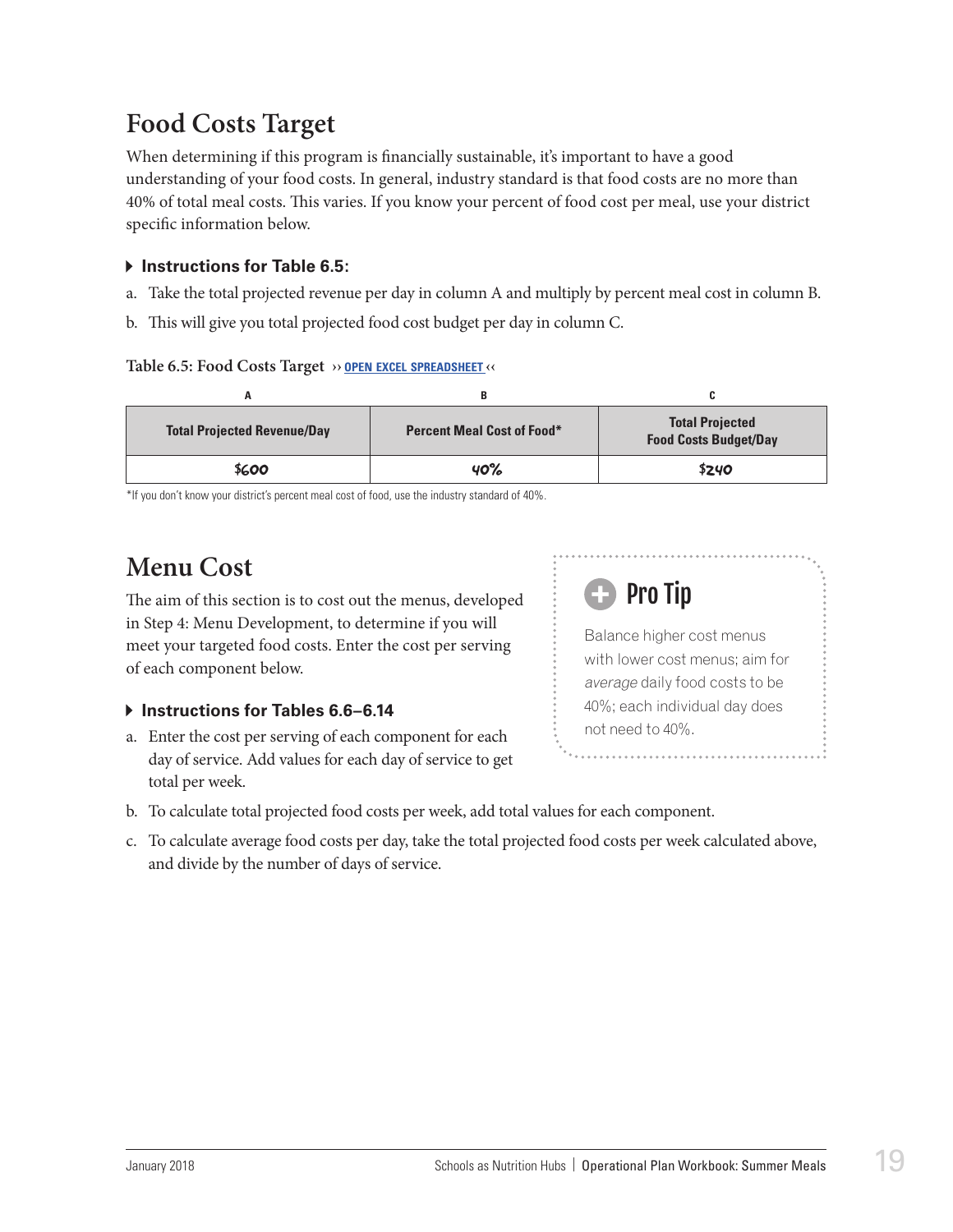## Food Costs Target

When determining if this program is financially sustainable, it's important to have a good understanding of your food costs. In general, industry standard is that food costs are no more than 40% of total meal costs. This varies. If you know your percent of food cost per meal, use your district specific information below.

### ▸ Instructions for Table 6.5:

a. Take the total projected revenue per day in column A and multiply by percent meal cost in column B.

b. This will give you total projected food cost budget per day in column C.

**Table 6.5: Food Costs Target** ›› OPEN EXCEL SPREADSHEET ‹‹

| A | B | C |
|---|---|---|
| **Total Projected Revenue/Day** | **Percent Meal Cost of Food*** | **Total Projected Food Costs Budget/Day** |
| $600 | 40% | $240 |

*If you don't know your district's percent meal cost of food, use the industry standard of 40%.

## Menu Cost

The aim of this section is to cost out the menus, developed in Step 4: Menu Development, to determine if you will meet your targeted food costs. Enter the cost per serving of each component below.

> **Pro Tip**
>
> Balance higher cost menus with lower cost menus; aim for *average* daily food costs to be 40%; each individual day does not need to 40%.

### ▸ Instructions for Tables 6.6–6.14

a. Enter the cost per serving of each component for each day of service. Add values for each day of service to get total per week.

b. To calculate total projected food costs per week, add total values for each component.

c. To calculate average food costs per day, take the total projected food costs per week calculated above, and divide by the number of days of service.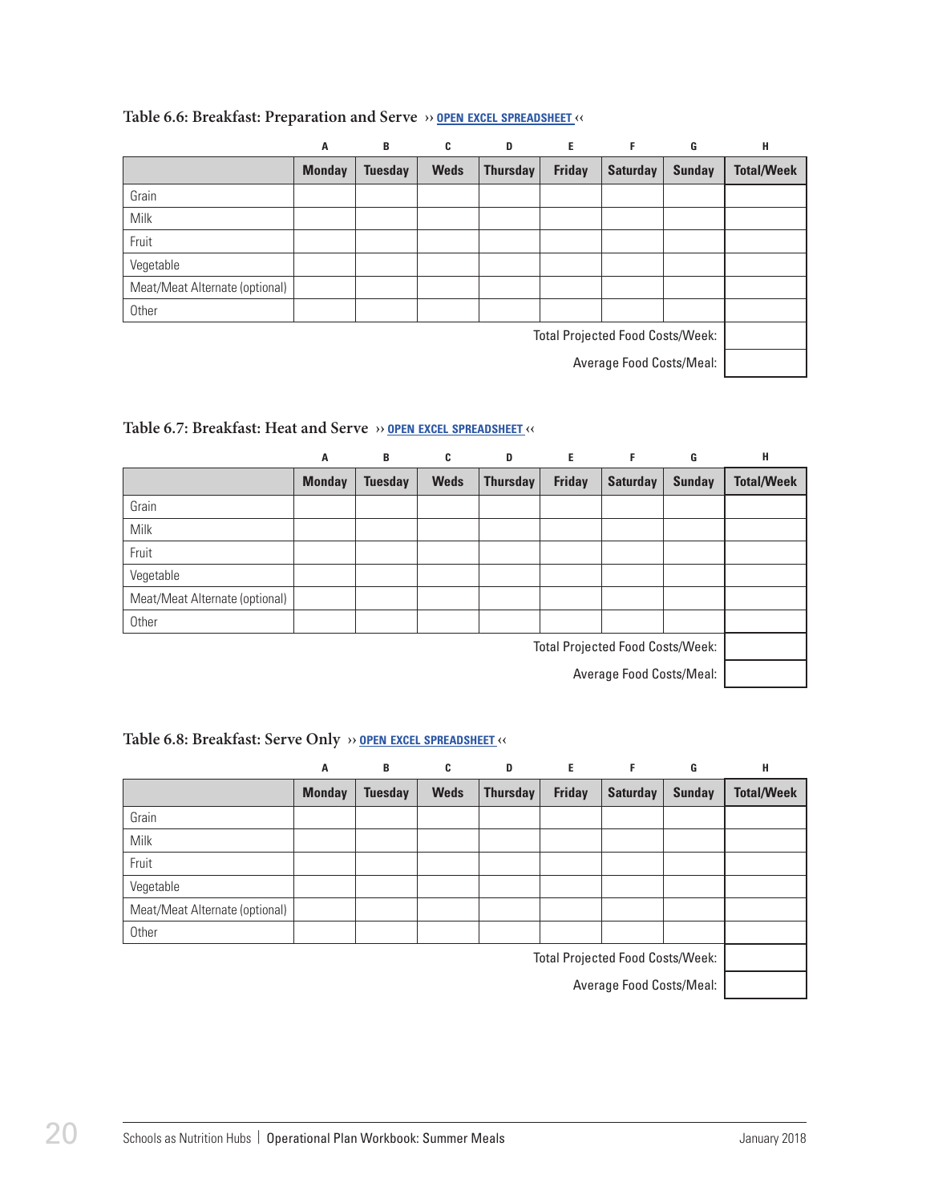### Table 6.6: Breakfast: Preparation and Serve ›› OPEN EXCEL SPREADSHEET ‹‹

| | A | B | C | D | E | F | G | H |
|---|---|---|---|---|---|---|---|---|
| | **Monday** | **Tuesday** | **Weds** | **Thursday** | **Friday** | **Saturday** | **Sunday** | **Total/Week** |
| Grain | | | | | | | | |
| Milk | | | | | | | | |
| Fruit | | | | | | | | |
| Vegetable | | | | | | | | |
| Meat/Meat Alternate (optional) | | | | | | | | |
| Other | | | | | | | | |
| | | | | | | | Total Projected Food Costs/Week: | |
| | | | | | | | Average Food Costs/Meal: | |

### Table 6.7: Breakfast: Heat and Serve ›› OPEN EXCEL SPREADSHEET ‹‹

| | A | B | C | D | E | F | G | H |
|---|---|---|---|---|---|---|---|---|
| | **Monday** | **Tuesday** | **Weds** | **Thursday** | **Friday** | **Saturday** | **Sunday** | **Total/Week** |
| Grain | | | | | | | | |
| Milk | | | | | | | | |
| Fruit | | | | | | | | |
| Vegetable | | | | | | | | |
| Meat/Meat Alternate (optional) | | | | | | | | |
| Other | | | | | | | | |
| | | | | | | | Total Projected Food Costs/Week: | |
| | | | | | | | Average Food Costs/Meal: | |

### Table 6.8: Breakfast: Serve Only ›› OPEN EXCEL SPREADSHEET ‹‹

| | A | B | C | D | E | F | G | H |
|---|---|---|---|---|---|---|---|---|
| | **Monday** | **Tuesday** | **Weds** | **Thursday** | **Friday** | **Saturday** | **Sunday** | **Total/Week** |
| Grain | | | | | | | | |
| Milk | | | | | | | | |
| Fruit | | | | | | | | |
| Vegetable | | | | | | | | |
| Meat/Meat Alternate (optional) | | | | | | | | |
| Other | | | | | | | | |
| | | | | | | | Total Projected Food Costs/Week: | |
| | | | | | | | Average Food Costs/Meal: | |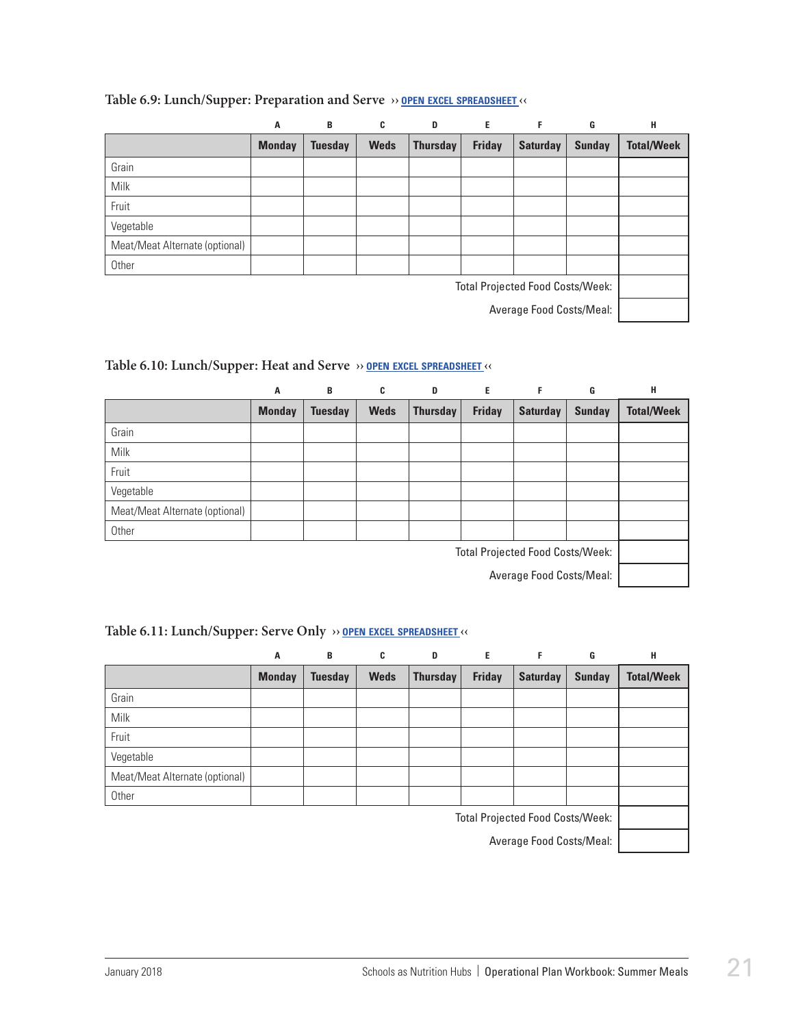### Table 6.9: Lunch/Supper: Preparation and Serve ›› OPEN EXCEL SPREADSHEET ‹‹

| | A | B | C | D | E | F | G | H |
|---|---|---|---|---|---|---|---|---|
| | **Monday** | **Tuesday** | **Weds** | **Thursday** | **Friday** | **Saturday** | **Sunday** | **Total/Week** |
| Grain | | | | | | | | |
| Milk | | | | | | | | |
| Fruit | | | | | | | | |
| Vegetable | | | | | | | | |
| Meat/Meat Alternate (optional) | | | | | | | | |
| Other | | | | | | | | |
| | | | | | | | Total Projected Food Costs/Week: | |
| | | | | | | | Average Food Costs/Meal: | |

### Table 6.10: Lunch/Supper: Heat and Serve ›› OPEN EXCEL SPREADSHEET ‹‹

| | A | B | C | D | E | F | G | H |
|---|---|---|---|---|---|---|---|---|
| | **Monday** | **Tuesday** | **Weds** | **Thursday** | **Friday** | **Saturday** | **Sunday** | **Total/Week** |
| Grain | | | | | | | | |
| Milk | | | | | | | | |
| Fruit | | | | | | | | |
| Vegetable | | | | | | | | |
| Meat/Meat Alternate (optional) | | | | | | | | |
| Other | | | | | | | | |
| | | | | | | | Total Projected Food Costs/Week: | |
| | | | | | | | Average Food Costs/Meal: | |

### Table 6.11: Lunch/Supper: Serve Only ›› OPEN EXCEL SPREADSHEET ‹‹

| | A | B | C | D | E | F | G | H |
|---|---|---|---|---|---|---|---|---|
| | **Monday** | **Tuesday** | **Weds** | **Thursday** | **Friday** | **Saturday** | **Sunday** | **Total/Week** |
| Grain | | | | | | | | |
| Milk | | | | | | | | |
| Fruit | | | | | | | | |
| Vegetable | | | | | | | | |
| Meat/Meat Alternate (optional) | | | | | | | | |
| Other | | | | | | | | |
| | | | | | | | Total Projected Food Costs/Week: | |
| | | | | | | | Average Food Costs/Meal: | |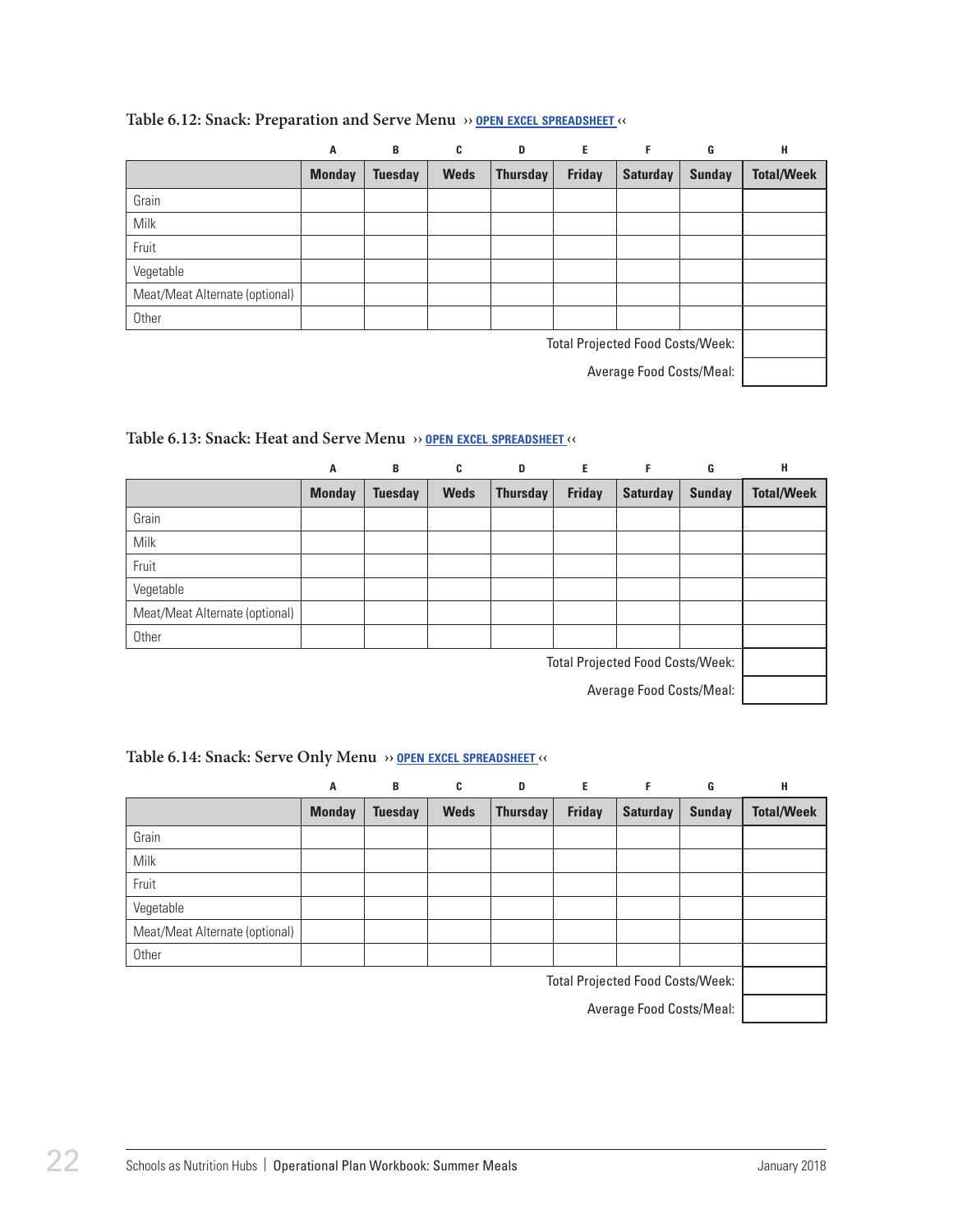### Table 6.12: Snack: Preparation and Serve Menu ›› OPEN EXCEL SPREADSHEET ‹‹

| | A | B | C | D | E | F | G | H |
|---|---|---|---|---|---|---|---|---|
| | **Monday** | **Tuesday** | **Weds** | **Thursday** | **Friday** | **Saturday** | **Sunday** | **Total/Week** |
| Grain | | | | | | | | |
| Milk | | | | | | | | |
| Fruit | | | | | | | | |
| Vegetable | | | | | | | | |
| Meat/Meat Alternate (optional) | | | | | | | | |
| Other | | | | | | | | |
| | | | | | | | Total Projected Food Costs/Week: | |
| | | | | | | | Average Food Costs/Meal: | |

### Table 6.13: Snack: Heat and Serve Menu ›› OPEN EXCEL SPREADSHEET ‹‹

| | A | B | C | D | E | F | G | H |
|---|---|---|---|---|---|---|---|---|
| | **Monday** | **Tuesday** | **Weds** | **Thursday** | **Friday** | **Saturday** | **Sunday** | **Total/Week** |
| Grain | | | | | | | | |
| Milk | | | | | | | | |
| Fruit | | | | | | | | |
| Vegetable | | | | | | | | |
| Meat/Meat Alternate (optional) | | | | | | | | |
| Other | | | | | | | | |
| | | | | | | | Total Projected Food Costs/Week: | |
| | | | | | | | Average Food Costs/Meal: | |

### Table 6.14: Snack: Serve Only Menu ›› OPEN EXCEL SPREADSHEET ‹‹

| | A | B | C | D | E | F | G | H |
|---|---|---|---|---|---|---|---|---|
| | **Monday** | **Tuesday** | **Weds** | **Thursday** | **Friday** | **Saturday** | **Sunday** | **Total/Week** |
| Grain | | | | | | | | |
| Milk | | | | | | | | |
| Fruit | | | | | | | | |
| Vegetable | | | | | | | | |
| Meat/Meat Alternate (optional) | | | | | | | | |
| Other | | | | | | | | |
| | | | | | | | Total Projected Food Costs/Week: | |
| | | | | | | | Average Food Costs/Meal: | |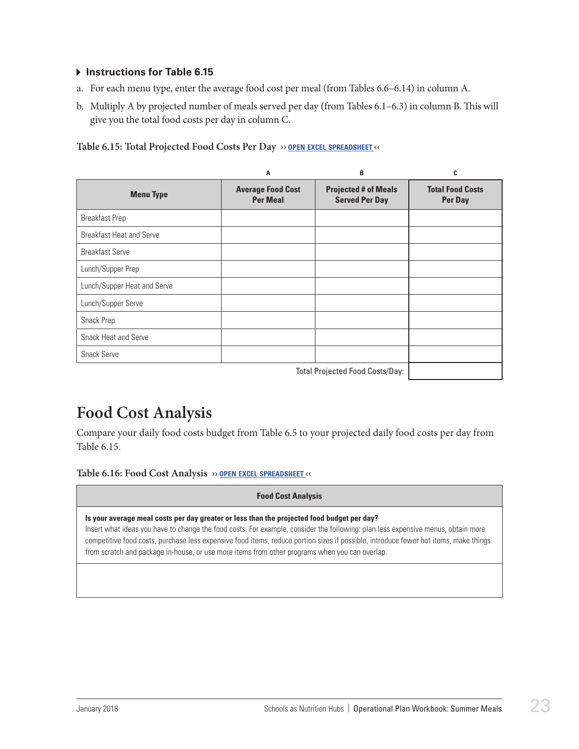### ▸ Instructions for Table 6.15

a. For each menu type, enter the average food cost per meal (from Tables 6.6–6.14) in column A.

b. Multiply A by projected number of meals served per day (from Tables 6.1–6.3) in column B. This will give you the total food costs per day in column C.

**Table 6.15: Total Projected Food Costs Per Day** ›› OPEN EXCEL SPREADSHEET ‹‹

| | A | B | C |
|---|---|---|---|
| **Menu Type** | **Average Food Cost Per Meal** | **Projected # of Meals Served Per Day** | **Total Food Costs Per Day** |
| Breakfast Prep | | | |
| Breakfast Heat and Serve | | | |
| Breakfast Serve | | | |
| Lunch/Supper Prep | | | |
| Lunch/Supper Heat and Serve | | | |
| Lunch/Supper Serve | | | |
| Snack Prep | | | |
| Snack Heat and Serve | | | |
| Snack Serve | | | |
| | | Total Projected Food Costs/Day: | |

# Food Cost Analysis

Compare your daily food costs budget from Table 6.5 to your projected daily food costs per day from Table 6.15.

**Table 6.16: Food Cost Analysis** ›› OPEN EXCEL SPREADSHEET ‹‹

| Food Cost Analysis |
|---|
| **Is your average meal costs per day greater or less than the projected food budget per day?** Insert what ideas you have to change the food costs. For example, consider the following: plan less expensive menus, obtain more competitive food costs, purchase less expensive food items, reduce portion sizes if possible, introduce fewer hot items, make things from scratch and package in-house, or use more items from other programs when you can overlap. |
| |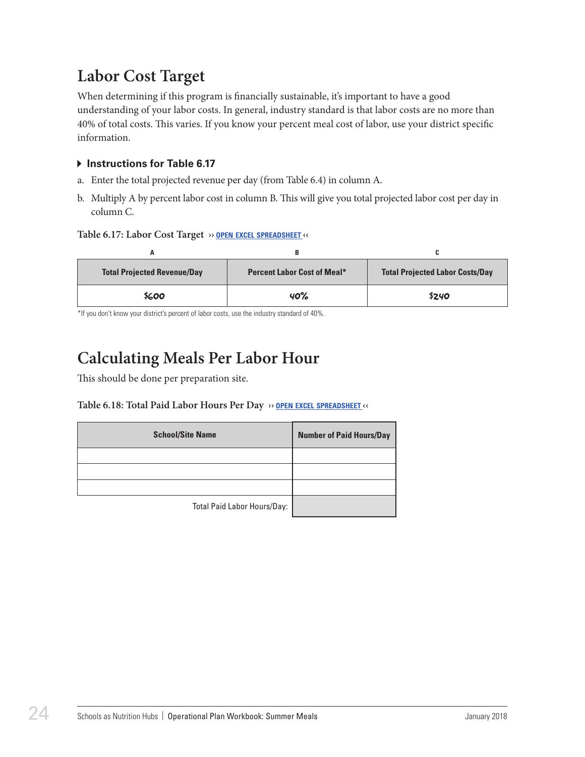## Labor Cost Target

When determining if this program is financially sustainable, it's important to have a good understanding of your labor costs. In general, industry standard is that labor costs are no more than 40% of total costs. This varies. If you know your percent meal cost of labor, use your district specific information.

### ▸ Instructions for Table 6.17

a. Enter the total projected revenue per day (from Table 6.4) in column A.

b. Multiply A by percent labor cost in column B. This will give you total projected labor cost per day in column C.

**Table 6.17: Labor Cost Target** ›› OPEN EXCEL SPREADSHEET ‹‹

| A | B | C |
|---|---|---|
| **Total Projected Revenue/Day** | **Percent Labor Cost of Meal*** | **Total Projected Labor Costs/Day** |
| $600 | 40% | $240 |

*If you don't know your district's percent of labor costs, use the industry standard of 40%.

## Calculating Meals Per Labor Hour

This should be done per preparation site.

**Table 6.18: Total Paid Labor Hours Per Day** ›› OPEN EXCEL SPREADSHEET ‹‹

| School/Site Name | Number of Paid Hours/Day |
|---|---|
| | |
| | |
| | |
| Total Paid Labor Hours/Day: | |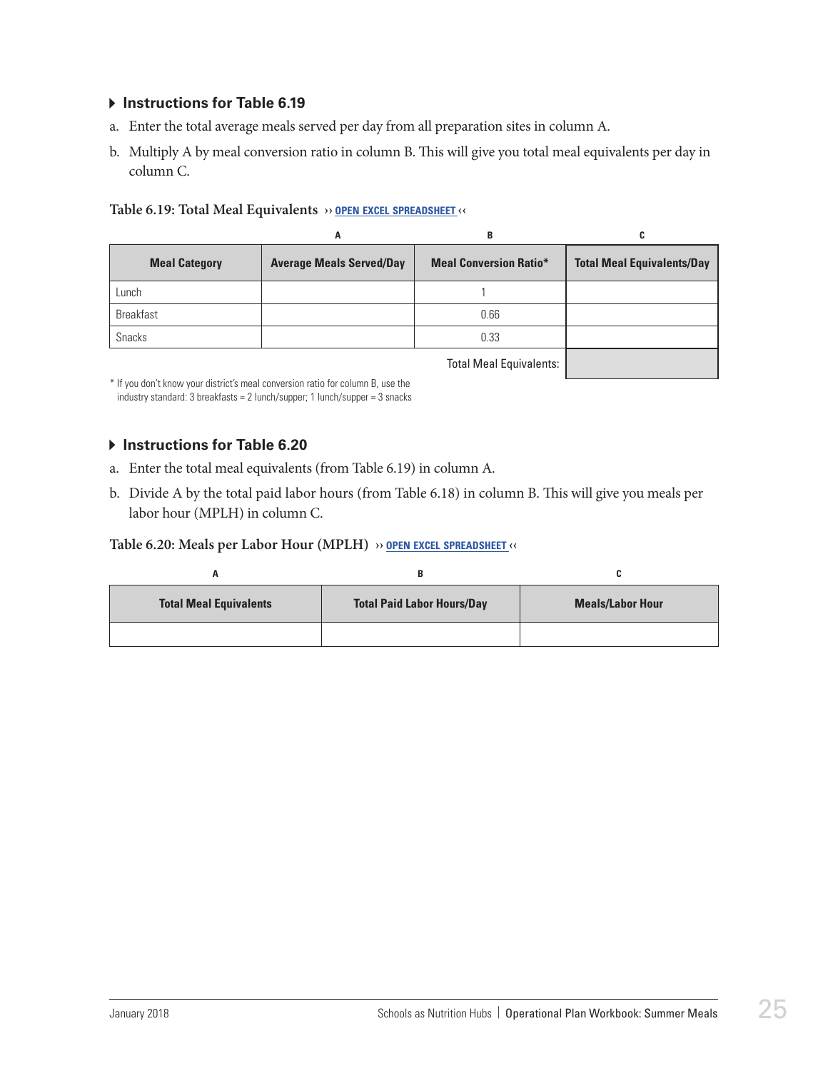### ▸ Instructions for Table 6.19

a. Enter the total average meals served per day from all preparation sites in column A.

b. Multiply A by meal conversion ratio in column B. This will give you total meal equivalents per day in column C.

**Table 6.19: Total Meal Equivalents** ›› OPEN EXCEL SPREADSHEET ‹‹

| | A | B | C |
|---|---|---|---|
| **Meal Category** | **Average Meals Served/Day** | **Meal Conversion Ratio*** | **Total Meal Equivalents/Day** |
| Lunch | | 1 | |
| Breakfast | | 0.66 | |
| Snacks | | 0.33 | |
| | | Total Meal Equivalents: | |

* If you don't know your district's meal conversion ratio for column B, use the industry standard: 3 breakfasts = 2 lunch/supper; 1 lunch/supper = 3 snacks

### ▸ Instructions for Table 6.20

a. Enter the total meal equivalents (from Table 6.19) in column A.

b. Divide A by the total paid labor hours (from Table 6.18) in column B. This will give you meals per labor hour (MPLH) in column C.

**Table 6.20: Meals per Labor Hour (MPLH)** ›› OPEN EXCEL SPREADSHEET ‹‹

| A | B | C |
|---|---|---|
| **Total Meal Equivalents** | **Total Paid Labor Hours/Day** | **Meals/Labor Hour** |
| | | |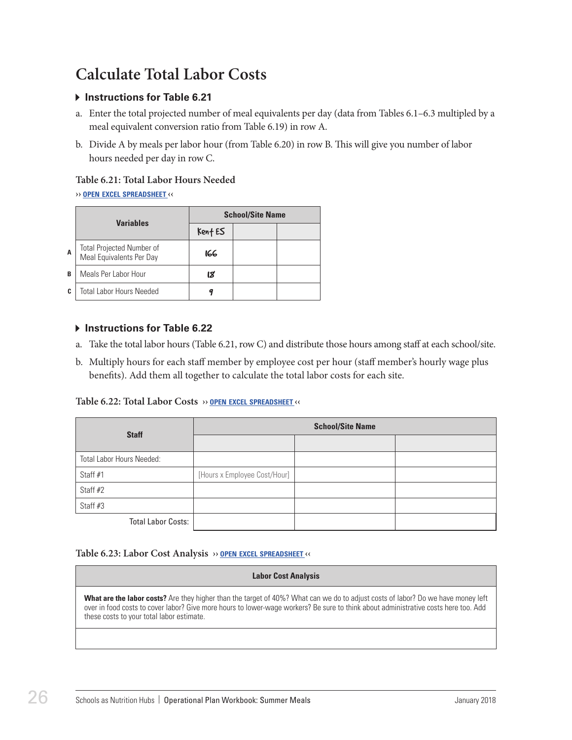# Calculate Total Labor Costs

### ▸ Instructions for Table 6.21

a. Enter the total projected number of meal equivalents per day (data from Tables 6.1–6.3 multiplied by a meal equivalent conversion ratio from Table 6.19) in row A.

b. Divide A by meals per labor hour (from Table 6.20) in row B. This will give you number of labor hours needed per day in row C.

**Table 6.21: Total Labor Hours Needed**

›› OPEN EXCEL SPREADSHEET ‹‹

| | Variables | School/Site Name | | |
|---|---|---|---|---|
| | | Kent ES | | |
| A | Total Projected Number of Meal Equivalents Per Day | 166 | | |
| B | Meals Per Labor Hour | 18 | | |
| C | Total Labor Hours Needed | 9 | | |

### ▸ Instructions for Table 6.22

a. Take the total labor hours (Table 6.21, row C) and distribute those hours among staff at each school/site.

b. Multiply hours for each staff member by employee cost per hour (staff member's hourly wage plus benefits). Add them all together to calculate the total labor costs for each site.

**Table 6.22: Total Labor Costs** ›› OPEN EXCEL SPREADSHEET ‹‹

| Staff | School/Site Name | | |
|---|---|---|---|
| | | | |
| Total Labor Hours Needed: | | | |
| Staff #1 | [Hours x Employee Cost/Hour] | | |
| Staff #2 | | | |
| Staff #3 | | | |
| Total Labor Costs: | | | |

**Table 6.23: Labor Cost Analysis** ›› OPEN EXCEL SPREADSHEET ‹‹

| Labor Cost Analysis |
|---|
| **What are the labor costs?** Are they higher than the target of 40%? What can we do to adjust costs of labor? Do we have money left over in food costs to cover labor? Give more hours to lower-wage workers? Be sure to think about administrative costs here too. Add these costs to your total labor estimate. |
| |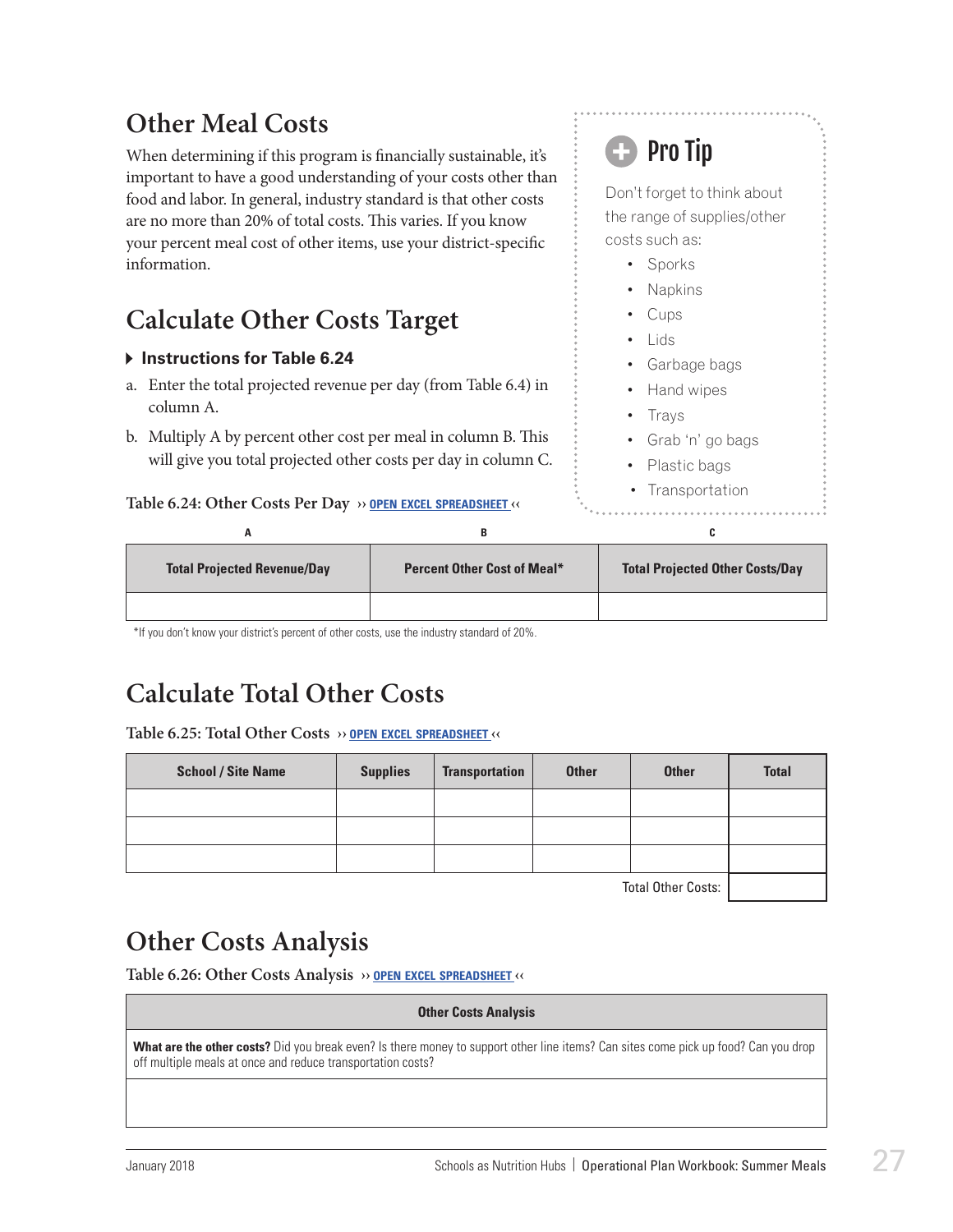## Other Meal Costs

When determining if this program is financially sustainable, it's important to have a good understanding of your costs other than food and labor. In general, industry standard is that other costs are no more than 20% of total costs. This varies. If you know your percent meal cost of other items, use your district-specific information.

> **Pro Tip**
>
> Don't forget to think about the range of supplies/other costs such as:
>
> - Sporks
> - Napkins
> - Cups
> - Lids
> - Garbage bags
> - Hand wipes
> - Trays
> - Grab 'n' go bags
> - Plastic bags
> - Transportation

## Calculate Other Costs Target

### Instructions for Table 6.24

a. Enter the total projected revenue per day (from Table 6.4) in column A.

b. Multiply A by percent other cost per meal in column B. This will give you total projected other costs per day in column C.

**Table 6.24: Other Costs Per Day** ›› OPEN EXCEL SPREADSHEET ‹‹

| A<br>Total Projected Revenue/Day | B<br>Percent Other Cost of Meal* | C<br>Total Projected Other Costs/Day |
|---|---|---|
| | | |

*If you don't know your district's percent of other costs, use the industry standard of 20%.

## Calculate Total Other Costs

**Table 6.25: Total Other Costs** ›› OPEN EXCEL SPREADSHEET ‹‹

| School / Site Name | Supplies | Transportation | Other | Other | Total |
|---|---|---|---|---|---|
| | | | | | |
| | | | | | |
| | | | | | |
| | | | | Total Other Costs: | |

## Other Costs Analysis

**Table 6.26: Other Costs Analysis** ›› OPEN EXCEL SPREADSHEET ‹‹

| Other Costs Analysis |
|---|
| **What are the other costs?** Did you break even? Is there money to support other line items? Can sites come pick up food? Can you drop off multiple meals at once and reduce transportation costs? |
| |